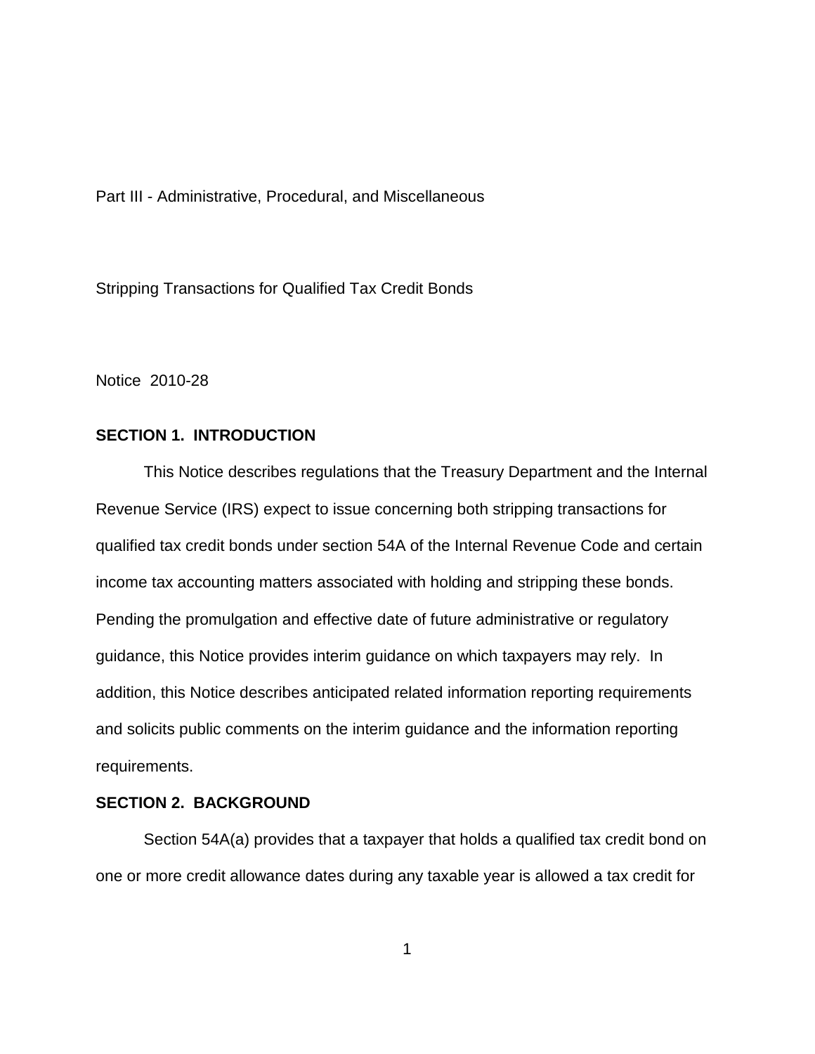Part III - Administrative, Procedural, and Miscellaneous

Stripping Transactions for Qualified Tax Credit Bonds

Notice 2010-28

## SECTION 1. INTRODUCTION

This Notice describes regulations that the Treasury Department and the Internal Revenue Service (IRS) expect to issue concerning both stripping transactions for qualified tax credit bonds under section 54A of the Internal Revenue Code and certain income tax accounting matters associated with holding and stripping these bonds. Pending the promulgation and effective date of future administrative or regulatory guidance, this Notice provides interim guidance on which taxpayers may rely. In addition, this Notice describes anticipated related information reporting requirements and solicits public comments on the interim guidance and the information reporting requirements.

## SECTION 2. BACKGROUND

Section 54A(a) provides that a taxpayer that holds a qualified tax credit bond on one or more credit allowance dates during any taxable year is allowed a tax credit for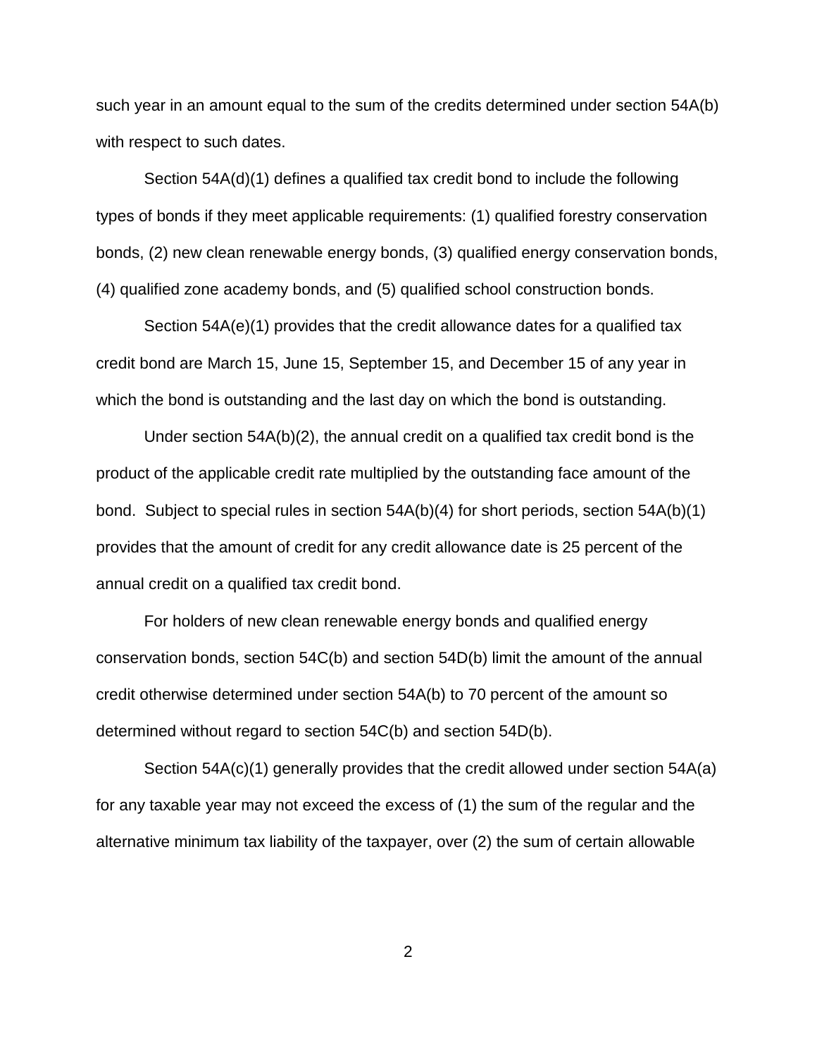such year in an amount equal to the sum of the credits determined under section 54A(b) with respect to such dates.

Section 54A(d)(1) defines a qualified tax credit bond to include the following types of bonds if they meet applicable requirements: (1) qualified forestry conservation bonds, (2) new clean renewable energy bonds, (3) qualified energy conservation bonds, (4) qualified zone academy bonds, and (5) qualified school construction bonds.

Section 54A(e)(1) provides that the credit allowance dates for a qualified tax credit bond are March 15, June 15, September 15, and December 15 of any year in which the bond is outstanding and the last day on which the bond is outstanding.

Under section 54A(b)(2), the annual credit on a qualified tax credit bond is the product of the applicable credit rate multiplied by the outstanding face amount of the bond. Subject to special rules in section 54A(b)(4) for short periods, section 54A(b)(1) provides that the amount of credit for any credit allowance date is 25 percent of the annual credit on a qualified tax credit bond.

For holders of new clean renewable energy bonds and qualified energy conservation bonds, section 54C(b) and section 54D(b) limit the amount of the annual credit otherwise determined under section 54A(b) to 70 percent of the amount so determined without regard to section 54C(b) and section 54D(b).

Section 54A(c)(1) generally provides that the credit allowed under section 54A(a) for any taxable year may not exceed the excess of (1) the sum of the regular and the alternative minimum tax liability of the taxpayer, over (2) the sum of certain allowable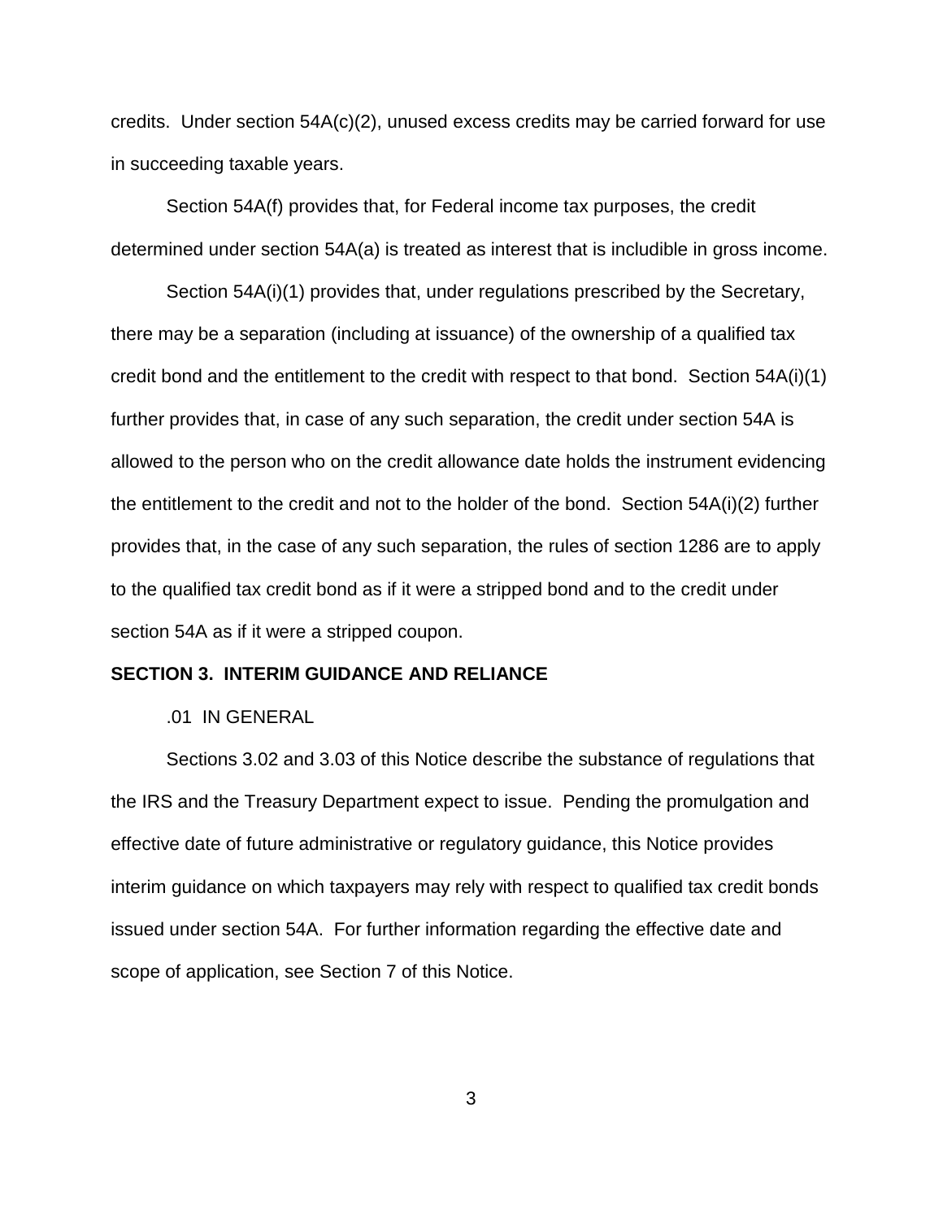credits. Under section 54A(c)(2), unused excess credits may be carried forward for use in succeeding taxable years.

Section 54A(f) provides that, for Federal income tax purposes, the credit determined under section 54A(a) is treated as interest that is includible in gross income.

Section 54A(i)(1) provides that, under regulations prescribed by the Secretary, there may be a separation (including at issuance) of the ownership of a qualified tax credit bond and the entitlement to the credit with respect to that bond. Section 54A(i)(1) further provides that, in case of any such separation, the credit under section 54A is allowed to the person who on the credit allowance date holds the instrument evidencing the entitlement to the credit and not to the holder of the bond. Section 54A(i)(2) further provides that, in the case of any such separation, the rules of section 1286 are to apply to the qualified tax credit bond as if it were a stripped bond and to the credit under section 54A as if it were a stripped coupon.

## SECTION 3. INTERIM GUIDANCE AND RELIANCE

.01 IN GENERAL

Sections 3.02 and 3.03 of this Notice describe the substance of regulations that the IRS and the Treasury Department expect to issue. Pending the promulgation and effective date of future administrative or regulatory guidance, this Notice provides interim guidance on which taxpayers may rely with respect to qualified tax credit bonds issued under section 54A. For further information regarding the effective date and scope of application, see Section 7 of this Notice.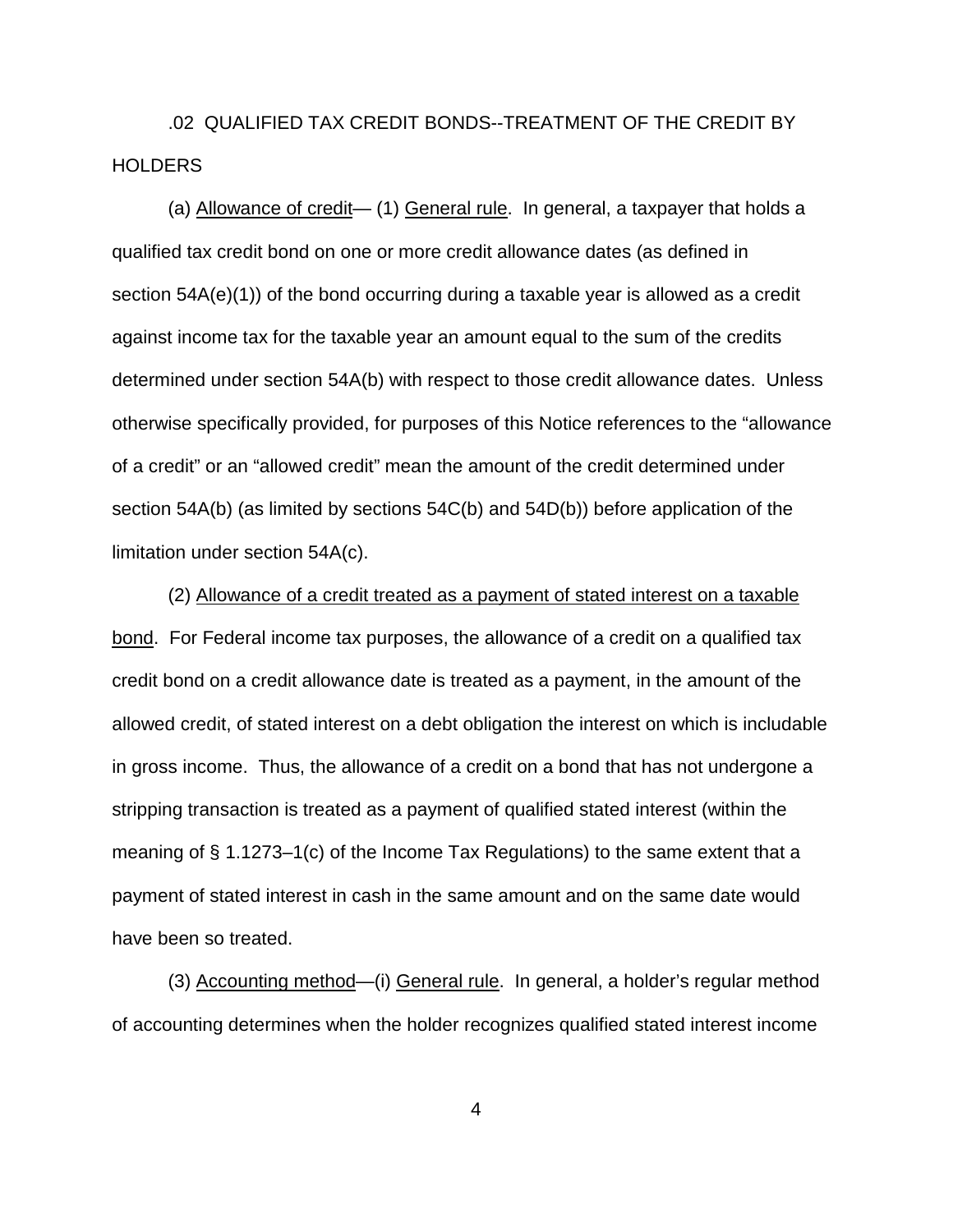.02 QUALIFIED TAX CREDIT BONDS--TREATMENT OF THE CREDIT BY HOLDERS

(a) Allowance of credit— (1) General rule. In general, a taxpayer that holds a qualified tax credit bond on one or more credit allowance dates (as defined in section 54A(e)(1)) of the bond occurring during a taxable year is allowed as a credit against income tax for the taxable year an amount equal to the sum of the credits determined under section 54A(b) with respect to those credit allowance dates. Unless otherwise specifically provided, for purposes of this Notice references to the "allowance of a credit" or an "allowed credit" mean the amount of the credit determined under section 54A(b) (as limited by sections 54C(b) and 54D(b)) before application of the limitation under section 54A(c).

(2) Allowance of a credit treated as a payment of stated interest on a taxable bond. For Federal income tax purposes, the allowance of a credit on a qualified tax credit bond on a credit allowance date is treated as a payment, in the amount of the allowed credit, of stated interest on a debt obligation the interest on which is includable in gross income. Thus, the allowance of a credit on a bond that has not undergone a stripping transaction is treated as a payment of qualified stated interest (within the meaning of § 1.1273–1(c) of the Income Tax Regulations) to the same extent that a payment of stated interest in cash in the same amount and on the same date would have been so treated.

(3) Accounting method—(i) General rule. In general, a holder's regular method of accounting determines when the holder recognizes qualified stated interest income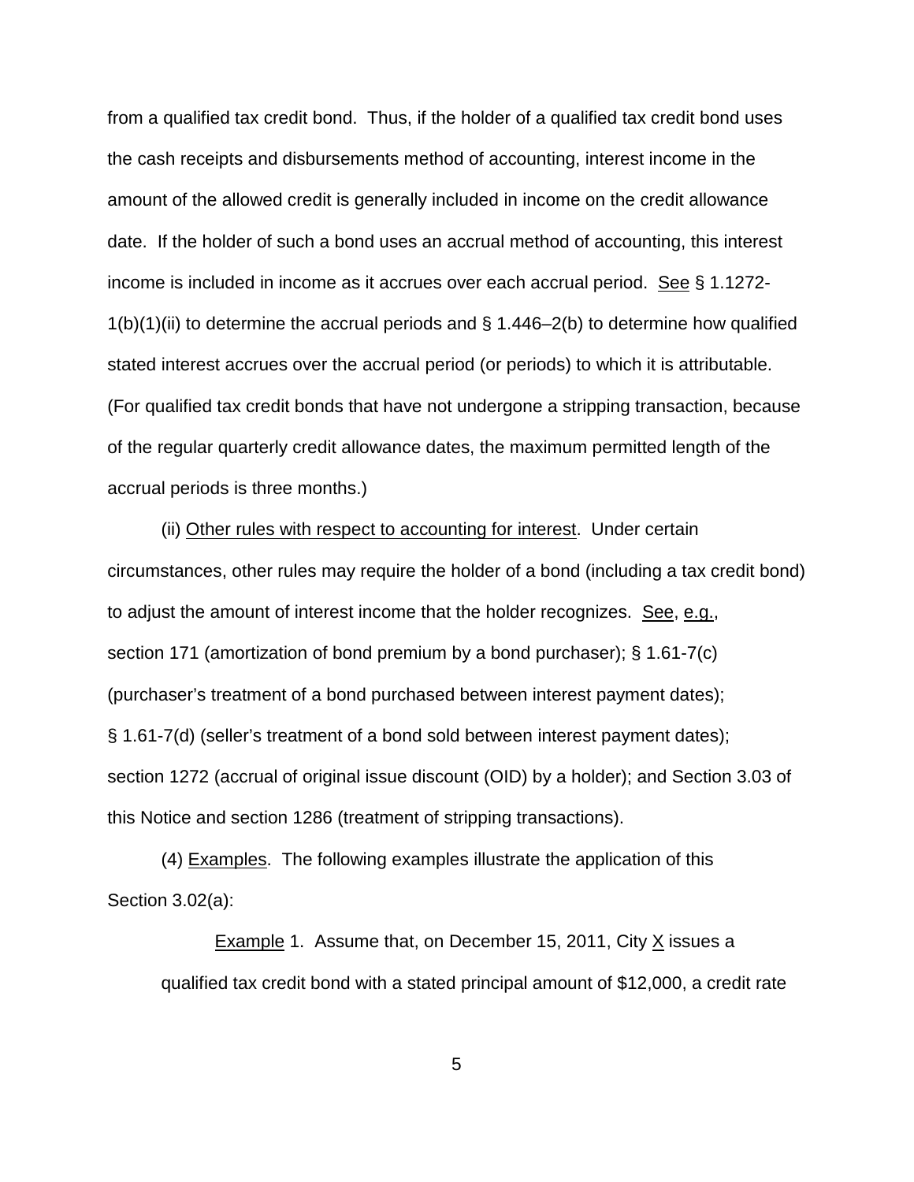from a qualified tax credit bond. Thus, if the holder of a qualified tax credit bond uses the cash receipts and disbursements method of accounting, interest income in the amount of the allowed credit is generally included in income on the credit allowance date. If the holder of such a bond uses an accrual method of accounting, this interest income is included in income as it accrues over each accrual period. See § 1.1272-1(b)(1)(ii) to determine the accrual periods and § 1.446–2(b) to determine how qualified stated interest accrues over the accrual period (or periods) to which it is attributable. (For qualified tax credit bonds that have not undergone a stripping transaction, because of the regular quarterly credit allowance dates, the maximum permitted length of the accrual periods is three months.)

(ii) Other rules with respect to accounting for interest. Under certain circumstances, other rules may require the holder of a bond (including a tax credit bond) to adjust the amount of interest income that the holder recognizes. See, e.g., section 171 (amortization of bond premium by a bond purchaser); § 1.61-7(c) (purchaser's treatment of a bond purchased between interest payment dates); § 1.61-7(d) (seller's treatment of a bond sold between interest payment dates); section 1272 (accrual of original issue discount (OID) by a holder); and Section 3.03 of this Notice and section 1286 (treatment of stripping transactions).

(4) Examples. The following examples illustrate the application of this Section 3.02(a):

> Example 1. Assume that, on December 15, 2011, City X issues a qualified tax credit bond with a stated principal amount of $12,000, a credit rate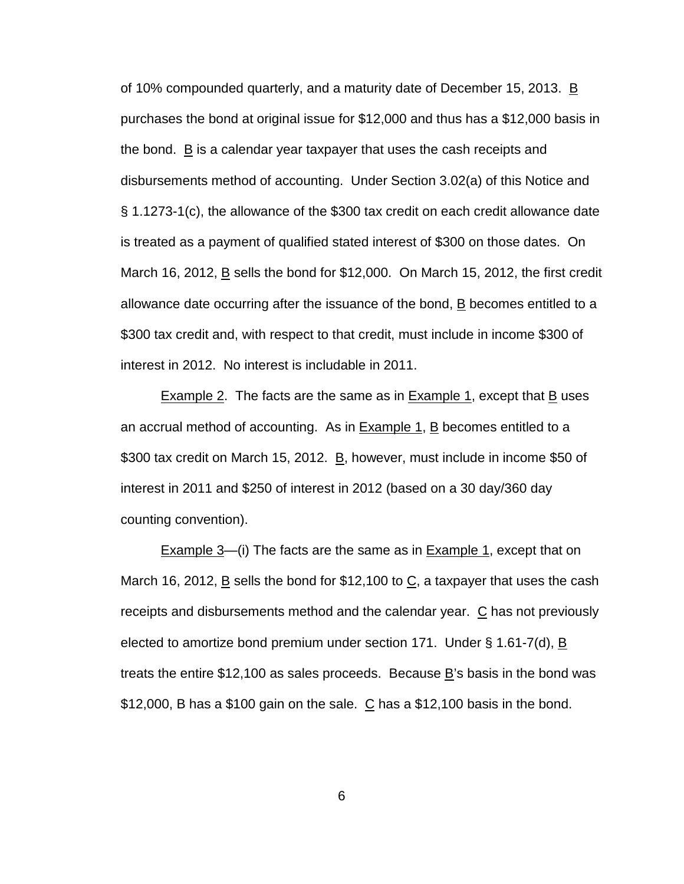of 10% compounded quarterly, and a maturity date of December 15, 2013. B purchases the bond at original issue for $12,000 and thus has a $12,000 basis in the bond. B is a calendar year taxpayer that uses the cash receipts and disbursements method of accounting. Under Section 3.02(a) of this Notice and § 1.1273-1(c), the allowance of the $300 tax credit on each credit allowance date is treated as a payment of qualified stated interest of $300 on those dates. On March 16, 2012, B sells the bond for $12,000. On March 15, 2012, the first credit allowance date occurring after the issuance of the bond, B becomes entitled to a $300 tax credit and, with respect to that credit, must include in income $300 of interest in 2012. No interest is includable in 2011.

Example 2. The facts are the same as in Example 1, except that B uses an accrual method of accounting. As in Example 1, B becomes entitled to a $300 tax credit on March 15, 2012. B, however, must include in income $50 of interest in 2011 and $250 of interest in 2012 (based on a 30 day/360 day counting convention).

Example 3—(i) The facts are the same as in Example 1, except that on March 16, 2012, B sells the bond for $12,100 to C, a taxpayer that uses the cash receipts and disbursements method and the calendar year. C has not previously elected to amortize bond premium under section 171. Under § 1.61-7(d), B treats the entire $12,100 as sales proceeds. Because B's basis in the bond was $12,000, B has a $100 gain on the sale. C has a $12,100 basis in the bond.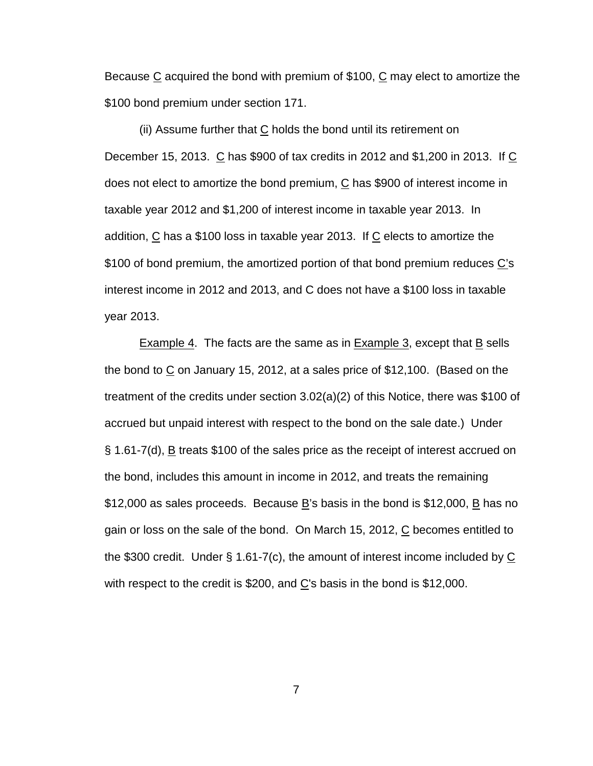Because C acquired the bond with premium of $100, C may elect to amortize the $100 bond premium under section 171.

(ii) Assume further that C holds the bond until its retirement on December 15, 2013. C has $900 of tax credits in 2012 and $1,200 in 2013. If C does not elect to amortize the bond premium, C has $900 of interest income in taxable year 2012 and $1,200 of interest income in taxable year 2013. In addition, C has a $100 loss in taxable year 2013. If C elects to amortize the $100 of bond premium, the amortized portion of that bond premium reduces C's interest income in 2012 and 2013, and C does not have a $100 loss in taxable year 2013.

Example 4. The facts are the same as in Example 3, except that B sells the bond to C on January 15, 2012, at a sales price of $12,100. (Based on the treatment of the credits under section 3.02(a)(2) of this Notice, there was $100 of accrued but unpaid interest with respect to the bond on the sale date.) Under § 1.61-7(d), B treats $100 of the sales price as the receipt of interest accrued on the bond, includes this amount in income in 2012, and treats the remaining $12,000 as sales proceeds. Because B's basis in the bond is $12,000, B has no gain or loss on the sale of the bond. On March 15, 2012, C becomes entitled to the $300 credit. Under § 1.61-7(c), the amount of interest income included by C with respect to the credit is $200, and C's basis in the bond is $12,000.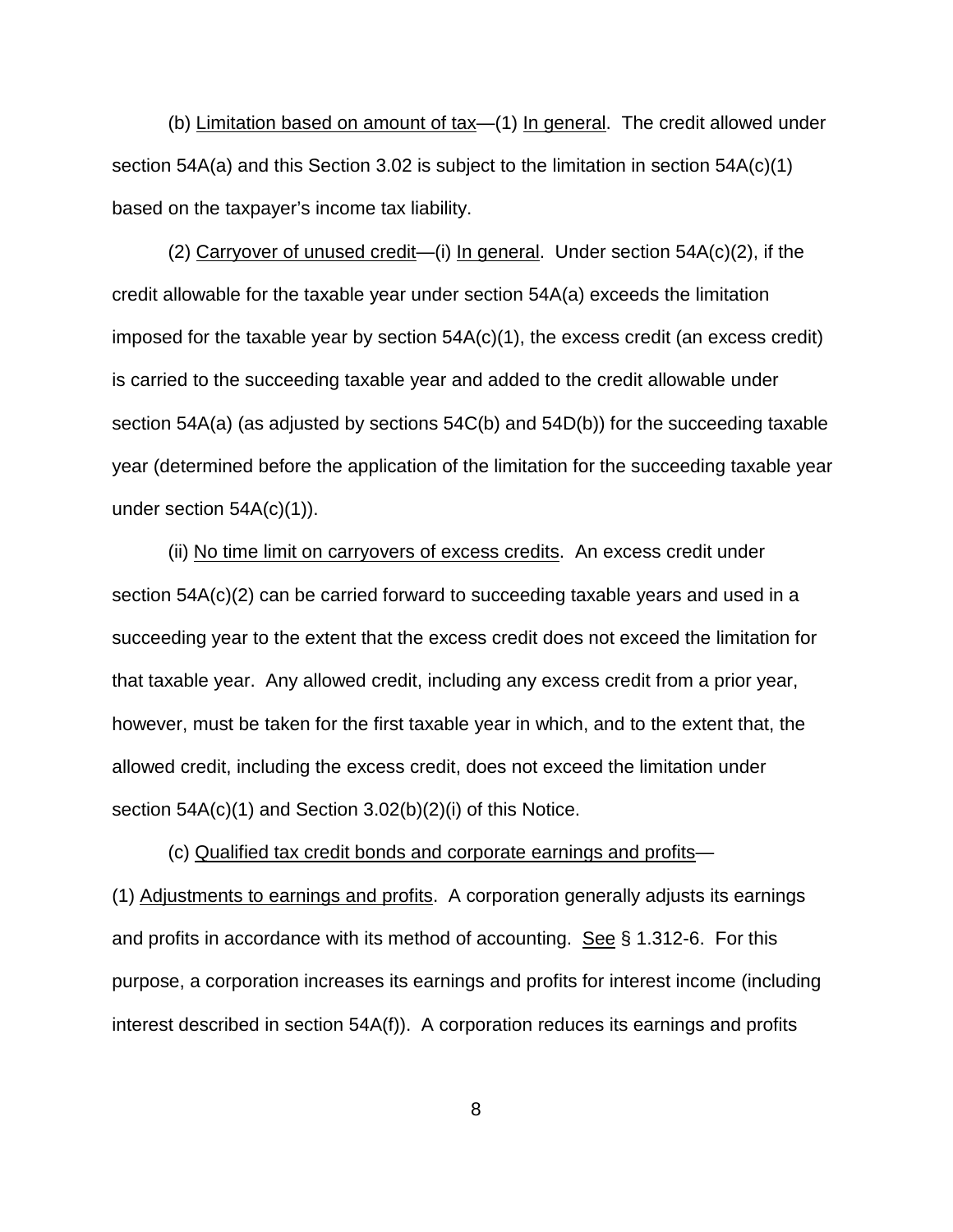(b) Limitation based on amount of tax—(1) In general. The credit allowed under section 54A(a) and this Section 3.02 is subject to the limitation in section 54A(c)(1) based on the taxpayer's income tax liability.

(2) Carryover of unused credit—(i) In general. Under section 54A(c)(2), if the credit allowable for the taxable year under section 54A(a) exceeds the limitation imposed for the taxable year by section 54A(c)(1), the excess credit (an excess credit) is carried to the succeeding taxable year and added to the credit allowable under section 54A(a) (as adjusted by sections 54C(b) and 54D(b)) for the succeeding taxable year (determined before the application of the limitation for the succeeding taxable year under section 54A(c)(1)).

(ii) No time limit on carryovers of excess credits. An excess credit under section 54A(c)(2) can be carried forward to succeeding taxable years and used in a succeeding year to the extent that the excess credit does not exceed the limitation for that taxable year. Any allowed credit, including any excess credit from a prior year, however, must be taken for the first taxable year in which, and to the extent that, the allowed credit, including the excess credit, does not exceed the limitation under section 54A(c)(1) and Section 3.02(b)(2)(i) of this Notice.

(c) Qualified tax credit bonds and corporate earnings and profits—(1) Adjustments to earnings and profits. A corporation generally adjusts its earnings and profits in accordance with its method of accounting. See § 1.312-6. For this purpose, a corporation increases its earnings and profits for interest income (including interest described in section 54A(f)). A corporation reduces its earnings and profits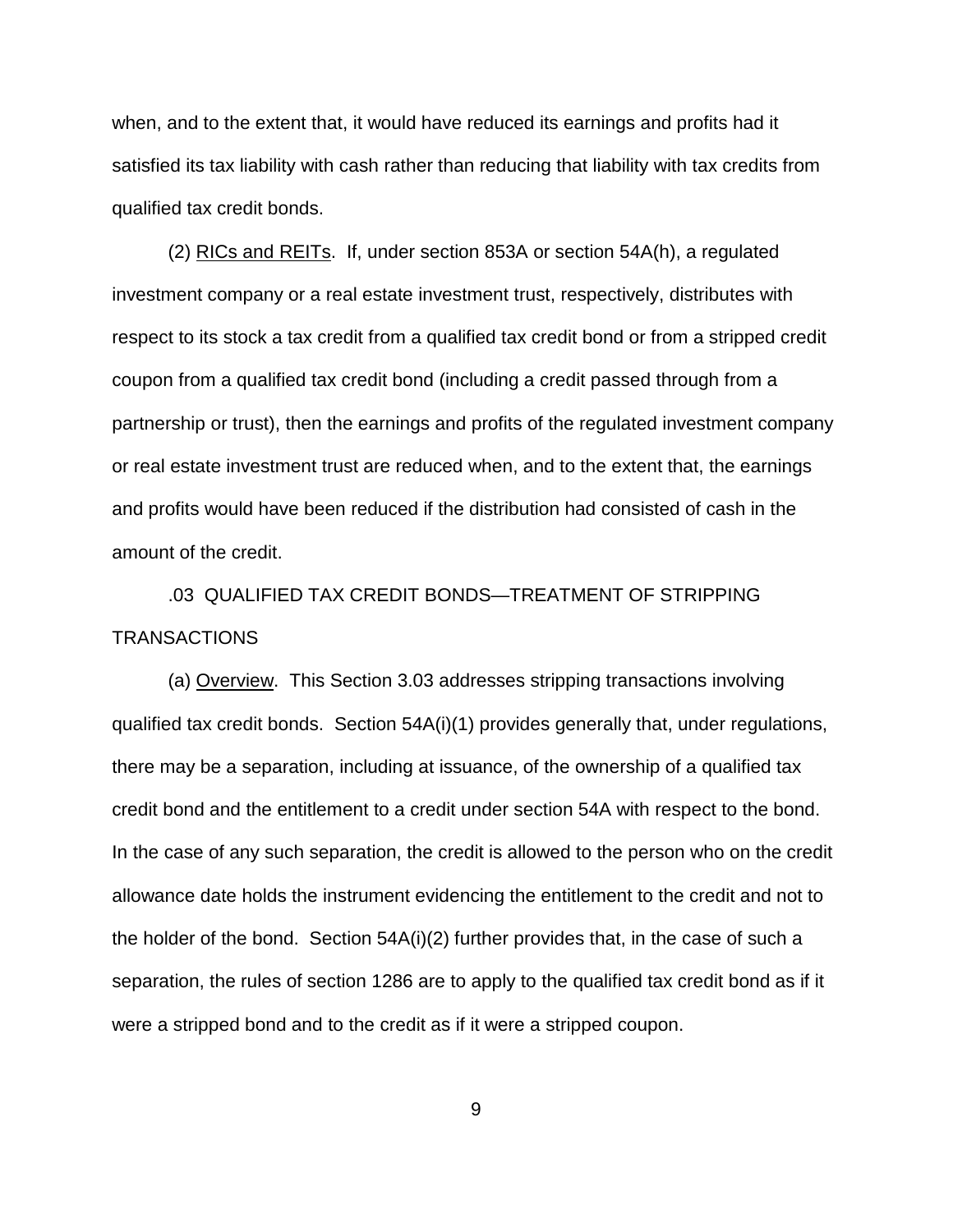when, and to the extent that, it would have reduced its earnings and profits had it satisfied its tax liability with cash rather than reducing that liability with tax credits from qualified tax credit bonds.

(2) RICs and REITs. If, under section 853A or section 54A(h), a regulated investment company or a real estate investment trust, respectively, distributes with respect to its stock a tax credit from a qualified tax credit bond or from a stripped credit coupon from a qualified tax credit bond (including a credit passed through from a partnership or trust), then the earnings and profits of the regulated investment company or real estate investment trust are reduced when, and to the extent that, the earnings and profits would have been reduced if the distribution had consisted of cash in the amount of the credit.

.03 QUALIFIED TAX CREDIT BONDS—TREATMENT OF STRIPPING TRANSACTIONS

(a) Overview. This Section 3.03 addresses stripping transactions involving qualified tax credit bonds. Section 54A(i)(1) provides generally that, under regulations, there may be a separation, including at issuance, of the ownership of a qualified tax credit bond and the entitlement to a credit under section 54A with respect to the bond. In the case of any such separation, the credit is allowed to the person who on the credit allowance date holds the instrument evidencing the entitlement to the credit and not to the holder of the bond. Section 54A(i)(2) further provides that, in the case of such a separation, the rules of section 1286 are to apply to the qualified tax credit bond as if it were a stripped bond and to the credit as if it were a stripped coupon.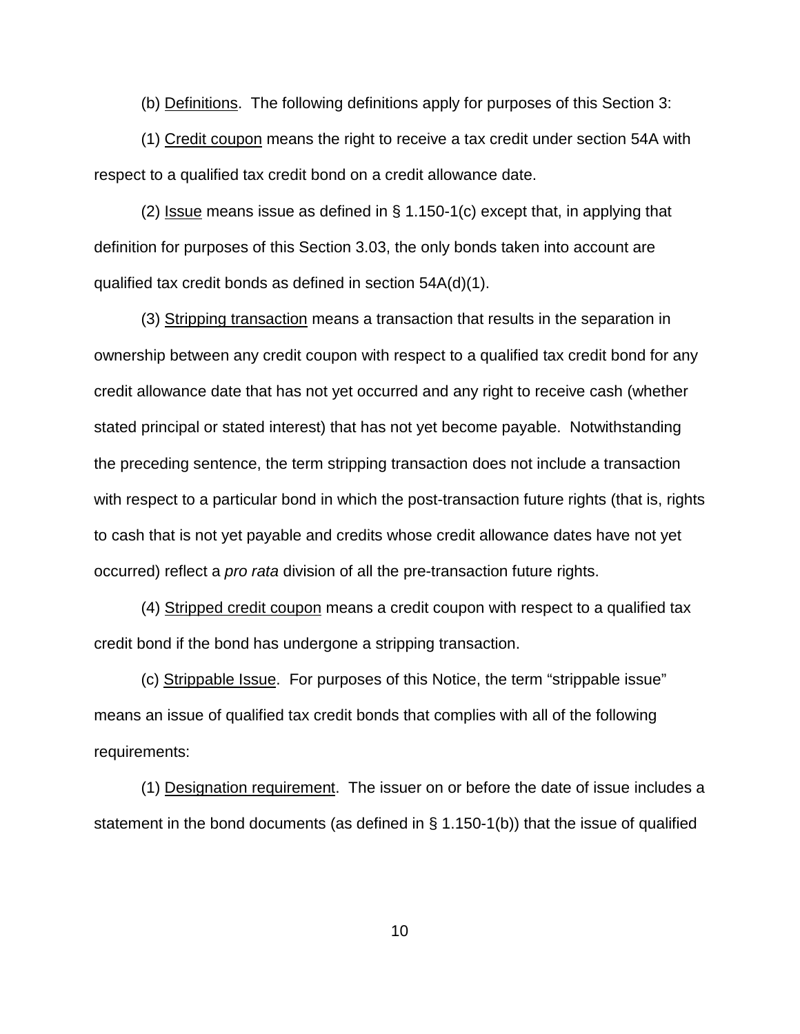(b) Definitions. The following definitions apply for purposes of this Section 3:

(1) Credit coupon means the right to receive a tax credit under section 54A with respect to a qualified tax credit bond on a credit allowance date.

(2) Issue means issue as defined in § 1.150-1(c) except that, in applying that definition for purposes of this Section 3.03, the only bonds taken into account are qualified tax credit bonds as defined in section 54A(d)(1).

(3) Stripping transaction means a transaction that results in the separation in ownership between any credit coupon with respect to a qualified tax credit bond for any credit allowance date that has not yet occurred and any right to receive cash (whether stated principal or stated interest) that has not yet become payable. Notwithstanding the preceding sentence, the term stripping transaction does not include a transaction with respect to a particular bond in which the post-transaction future rights (that is, rights to cash that is not yet payable and credits whose credit allowance dates have not yet occurred) reflect a *pro rata* division of all the pre-transaction future rights.

(4) Stripped credit coupon means a credit coupon with respect to a qualified tax credit bond if the bond has undergone a stripping transaction.

(c) Strippable Issue. For purposes of this Notice, the term "strippable issue" means an issue of qualified tax credit bonds that complies with all of the following requirements:

(1) Designation requirement. The issuer on or before the date of issue includes a statement in the bond documents (as defined in § 1.150-1(b)) that the issue of qualified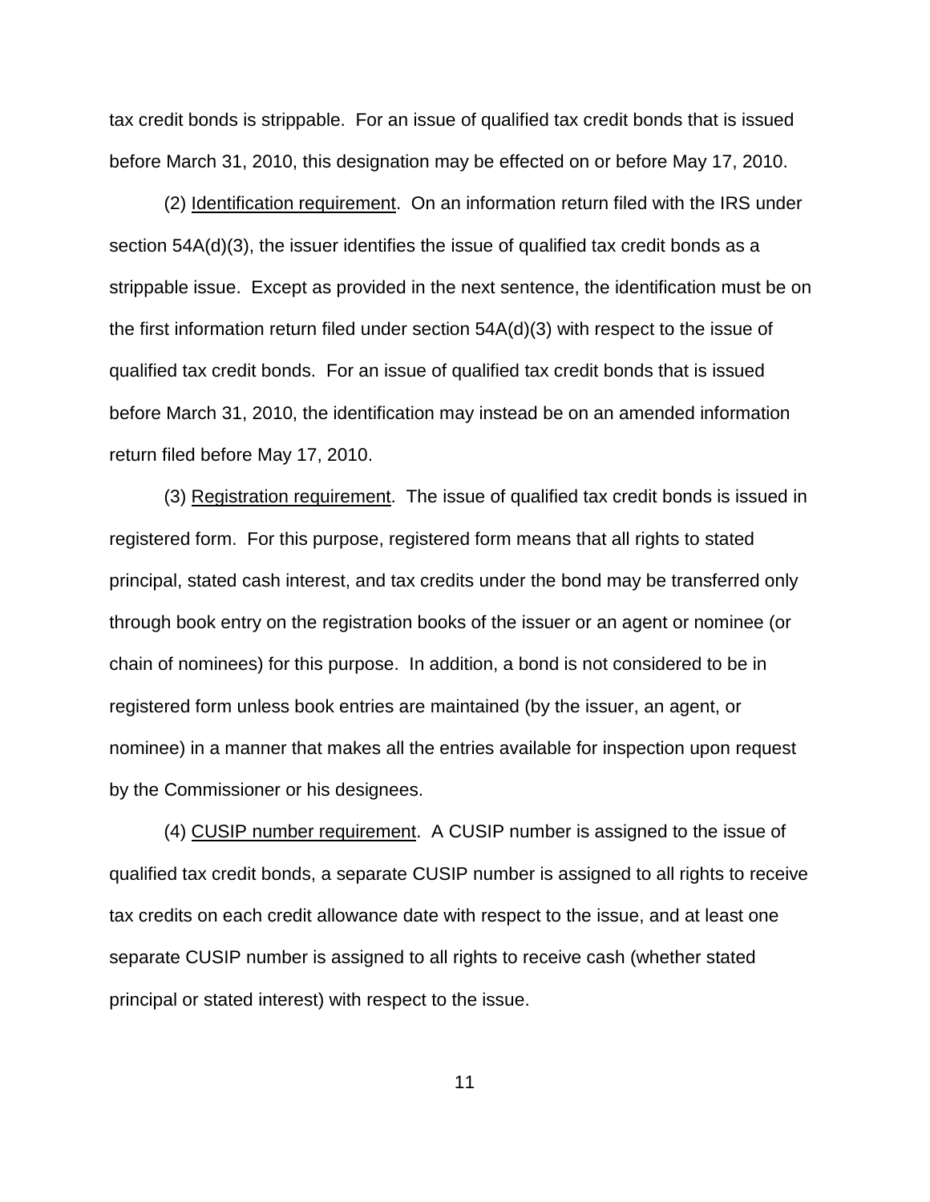tax credit bonds is strippable. For an issue of qualified tax credit bonds that is issued before March 31, 2010, this designation may be effected on or before May 17, 2010.

(2) Identification requirement. On an information return filed with the IRS under section 54A(d)(3), the issuer identifies the issue of qualified tax credit bonds as a strippable issue. Except as provided in the next sentence, the identification must be on the first information return filed under section 54A(d)(3) with respect to the issue of qualified tax credit bonds. For an issue of qualified tax credit bonds that is issued before March 31, 2010, the identification may instead be on an amended information return filed before May 17, 2010.

(3) Registration requirement. The issue of qualified tax credit bonds is issued in registered form. For this purpose, registered form means that all rights to stated principal, stated cash interest, and tax credits under the bond may be transferred only through book entry on the registration books of the issuer or an agent or nominee (or chain of nominees) for this purpose. In addition, a bond is not considered to be in registered form unless book entries are maintained (by the issuer, an agent, or nominee) in a manner that makes all the entries available for inspection upon request by the Commissioner or his designees.

(4) CUSIP number requirement. A CUSIP number is assigned to the issue of qualified tax credit bonds, a separate CUSIP number is assigned to all rights to receive tax credits on each credit allowance date with respect to the issue, and at least one separate CUSIP number is assigned to all rights to receive cash (whether stated principal or stated interest) with respect to the issue.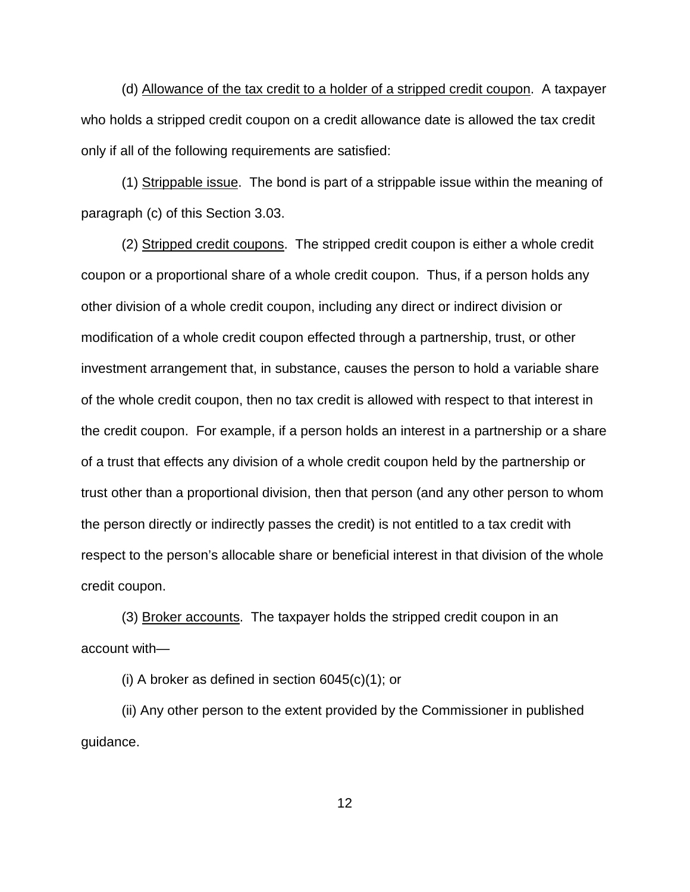(d) Allowance of the tax credit to a holder of a stripped credit coupon. A taxpayer who holds a stripped credit coupon on a credit allowance date is allowed the tax credit only if all of the following requirements are satisfied:

(1) Strippable issue. The bond is part of a strippable issue within the meaning of paragraph (c) of this Section 3.03.

(2) Stripped credit coupons. The stripped credit coupon is either a whole credit coupon or a proportional share of a whole credit coupon. Thus, if a person holds any other division of a whole credit coupon, including any direct or indirect division or modification of a whole credit coupon effected through a partnership, trust, or other investment arrangement that, in substance, causes the person to hold a variable share of the whole credit coupon, then no tax credit is allowed with respect to that interest in the credit coupon. For example, if a person holds an interest in a partnership or a share of a trust that effects any division of a whole credit coupon held by the partnership or trust other than a proportional division, then that person (and any other person to whom the person directly or indirectly passes the credit) is not entitled to a tax credit with respect to the person's allocable share or beneficial interest in that division of the whole credit coupon.

(3) Broker accounts. The taxpayer holds the stripped credit coupon in an account with—

(i) A broker as defined in section 6045(c)(1); or

(ii) Any other person to the extent provided by the Commissioner in published guidance.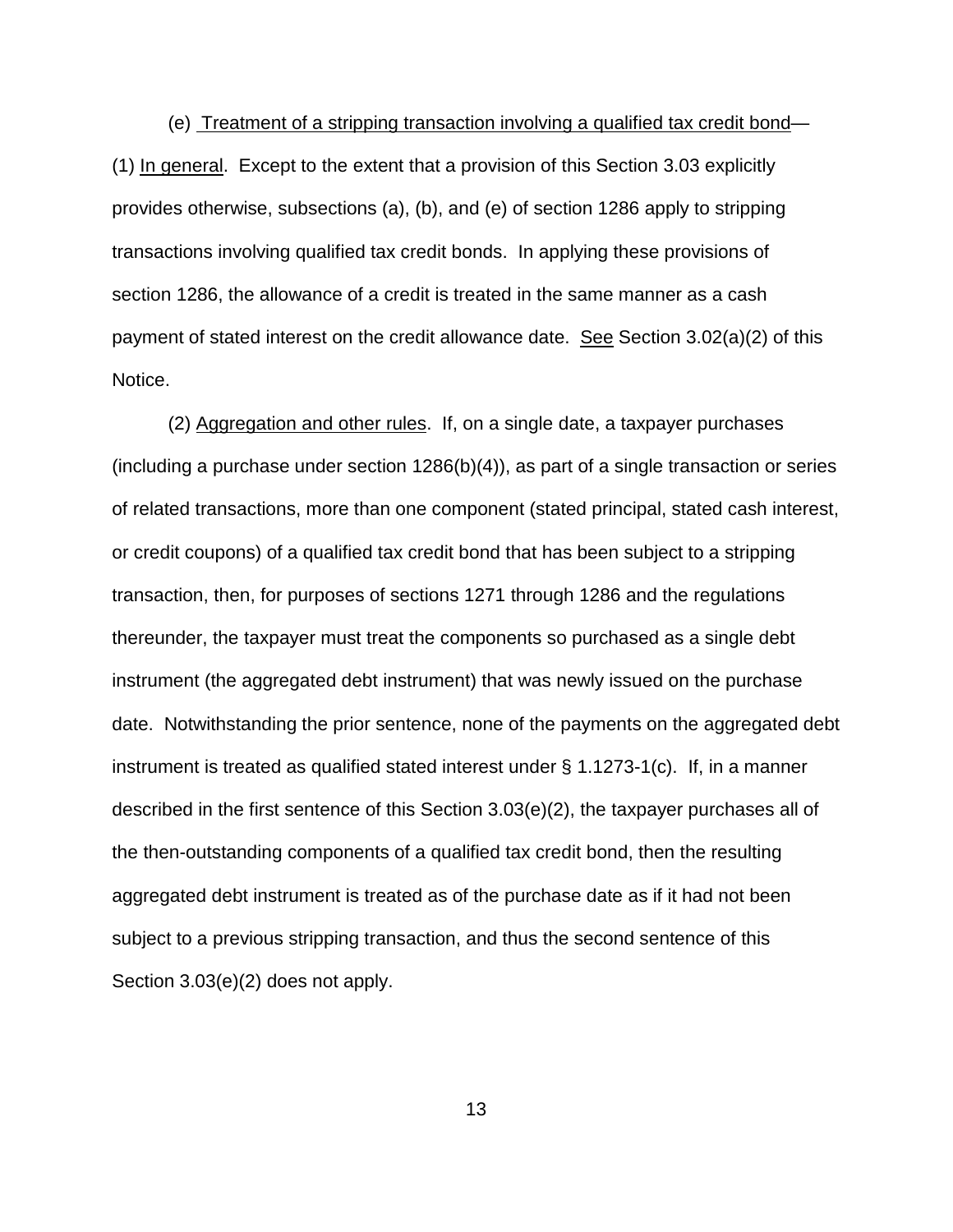(e) Treatment of a stripping transaction involving a qualified tax credit bond—(1) In general. Except to the extent that a provision of this Section 3.03 explicitly provides otherwise, subsections (a), (b), and (e) of section 1286 apply to stripping transactions involving qualified tax credit bonds. In applying these provisions of section 1286, the allowance of a credit is treated in the same manner as a cash payment of stated interest on the credit allowance date. See Section 3.02(a)(2) of this Notice.

(2) Aggregation and other rules. If, on a single date, a taxpayer purchases (including a purchase under section 1286(b)(4)), as part of a single transaction or series of related transactions, more than one component (stated principal, stated cash interest, or credit coupons) of a qualified tax credit bond that has been subject to a stripping transaction, then, for purposes of sections 1271 through 1286 and the regulations thereunder, the taxpayer must treat the components so purchased as a single debt instrument (the aggregated debt instrument) that was newly issued on the purchase date. Notwithstanding the prior sentence, none of the payments on the aggregated debt instrument is treated as qualified stated interest under § 1.1273-1(c). If, in a manner described in the first sentence of this Section 3.03(e)(2), the taxpayer purchases all of the then-outstanding components of a qualified tax credit bond, then the resulting aggregated debt instrument is treated as of the purchase date as if it had not been subject to a previous stripping transaction, and thus the second sentence of this Section 3.03(e)(2) does not apply.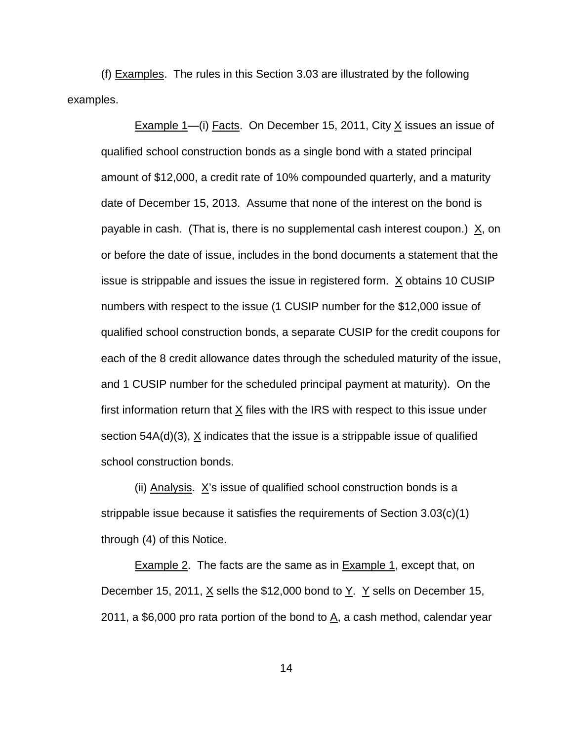(f) Examples. The rules in this Section 3.03 are illustrated by the following examples.

Example 1—(i) Facts. On December 15, 2011, City X issues an issue of qualified school construction bonds as a single bond with a stated principal amount of $12,000, a credit rate of 10% compounded quarterly, and a maturity date of December 15, 2013. Assume that none of the interest on the bond is payable in cash. (That is, there is no supplemental cash interest coupon.) X, on or before the date of issue, includes in the bond documents a statement that the issue is strippable and issues the issue in registered form. X obtains 10 CUSIP numbers with respect to the issue (1 CUSIP number for the $12,000 issue of qualified school construction bonds, a separate CUSIP for the credit coupons for each of the 8 credit allowance dates through the scheduled maturity of the issue, and 1 CUSIP number for the scheduled principal payment at maturity). On the first information return that X files with the IRS with respect to this issue under section 54A(d)(3), X indicates that the issue is a strippable issue of qualified school construction bonds.

(ii) Analysis. X's issue of qualified school construction bonds is a strippable issue because it satisfies the requirements of Section 3.03(c)(1) through (4) of this Notice.

Example 2. The facts are the same as in Example 1, except that, on December 15, 2011, X sells the $12,000 bond to Y. Y sells on December 15, 2011, a $6,000 pro rata portion of the bond to A, a cash method, calendar year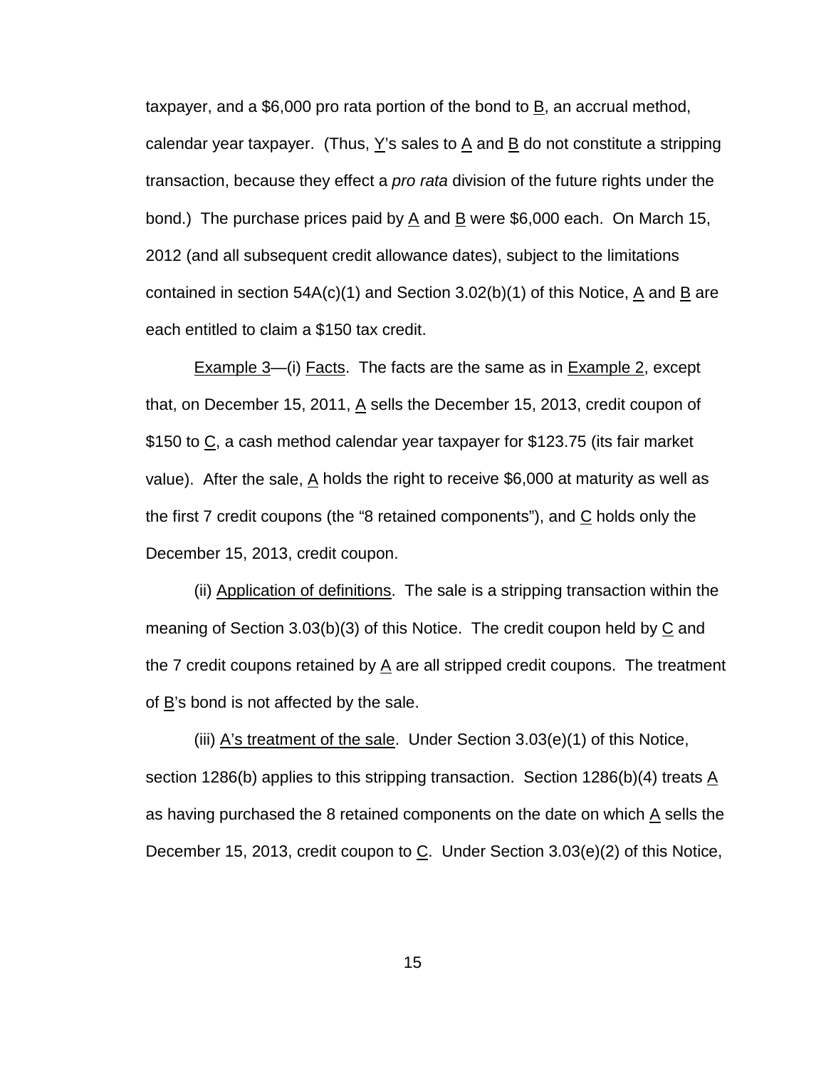taxpayer, and a \$6,000 pro rata portion of the bond to B, an accrual method, calendar year taxpayer. (Thus, Y's sales to A and B do not constitute a stripping transaction, because they effect a *pro rata* division of the future rights under the bond.) The purchase prices paid by A and B were \$6,000 each. On March 15, 2012 (and all subsequent credit allowance dates), subject to the limitations contained in section 54A(c)(1) and Section 3.02(b)(1) of this Notice, A and B are each entitled to claim a \$150 tax credit.

Example 3—(i) Facts. The facts are the same as in Example 2, except that, on December 15, 2011, A sells the December 15, 2013, credit coupon of \$150 to C, a cash method calendar year taxpayer for \$123.75 (its fair market value). After the sale, A holds the right to receive \$6,000 at maturity as well as the first 7 credit coupons (the "8 retained components"), and C holds only the December 15, 2013, credit coupon.

(ii) Application of definitions. The sale is a stripping transaction within the meaning of Section 3.03(b)(3) of this Notice. The credit coupon held by C and the 7 credit coupons retained by A are all stripped credit coupons. The treatment of B's bond is not affected by the sale.

(iii) A's treatment of the sale. Under Section 3.03(e)(1) of this Notice, section 1286(b) applies to this stripping transaction. Section 1286(b)(4) treats A as having purchased the 8 retained components on the date on which A sells the December 15, 2013, credit coupon to C. Under Section 3.03(e)(2) of this Notice,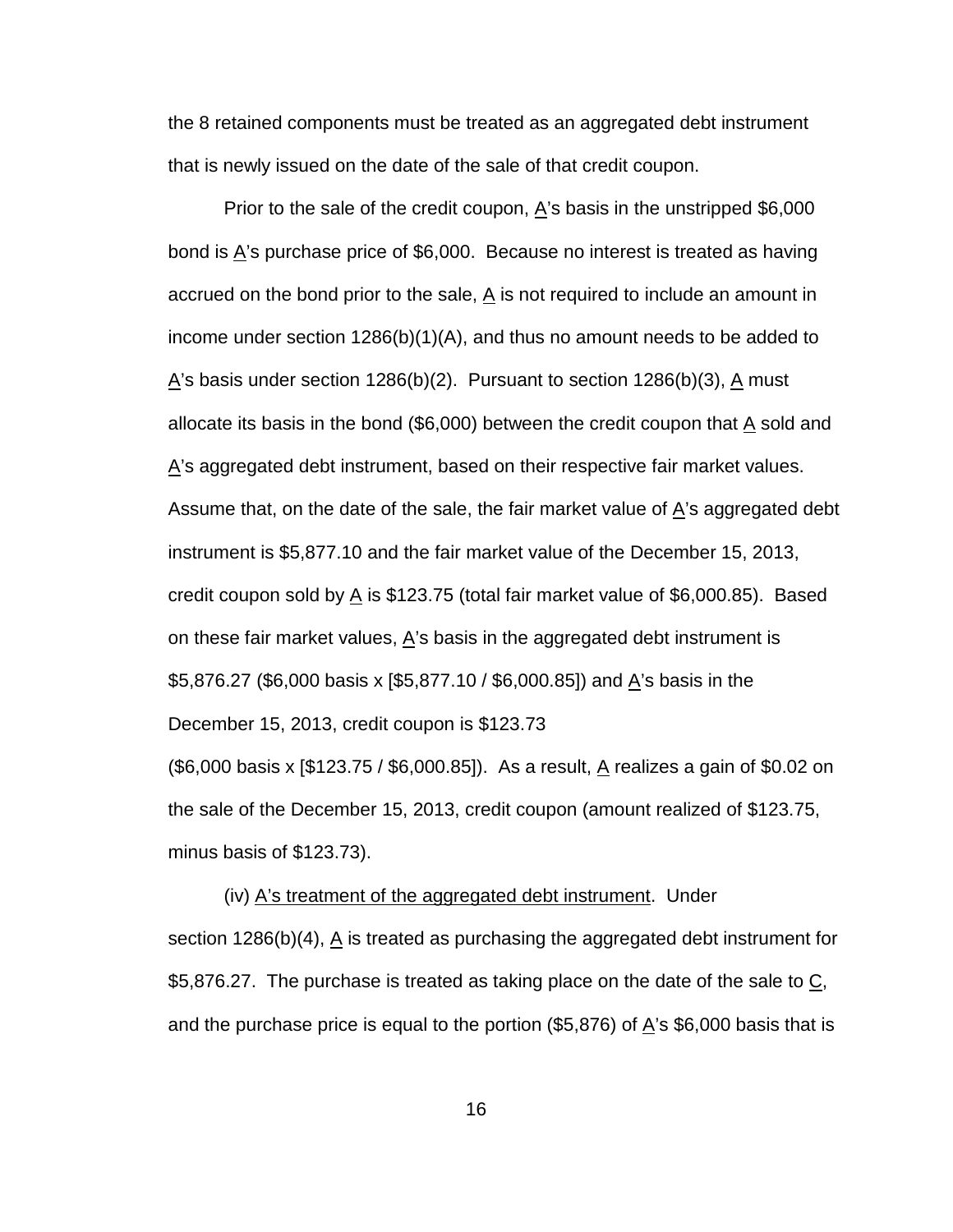the 8 retained components must be treated as an aggregated debt instrument that is newly issued on the date of the sale of that credit coupon.

Prior to the sale of the credit coupon, A's basis in the unstripped $6,000 bond is A's purchase price of $6,000. Because no interest is treated as having accrued on the bond prior to the sale, A is not required to include an amount in income under section 1286(b)(1)(A), and thus no amount needs to be added to A's basis under section 1286(b)(2). Pursuant to section 1286(b)(3), A must allocate its basis in the bond ($6,000) between the credit coupon that A sold and A's aggregated debt instrument, based on their respective fair market values. Assume that, on the date of the sale, the fair market value of A's aggregated debt instrument is $5,877.10 and the fair market value of the December 15, 2013, credit coupon sold by A is $123.75 (total fair market value of $6,000.85). Based on these fair market values, A's basis in the aggregated debt instrument is $5,876.27 ($6,000 basis x [$5,877.10 / $6,000.85]) and A's basis in the December 15, 2013, credit coupon is $123.73 ($6,000 basis x [$123.75 / $6,000.85]). As a result, A realizes a gain of $0.02 on the sale of the December 15, 2013, credit coupon (amount realized of $123.75, minus basis of $123.73).

(iv) A's treatment of the aggregated debt instrument. Under section 1286(b)(4), A is treated as purchasing the aggregated debt instrument for $5,876.27. The purchase is treated as taking place on the date of the sale to C, and the purchase price is equal to the portion ($5,876) of A's $6,000 basis that is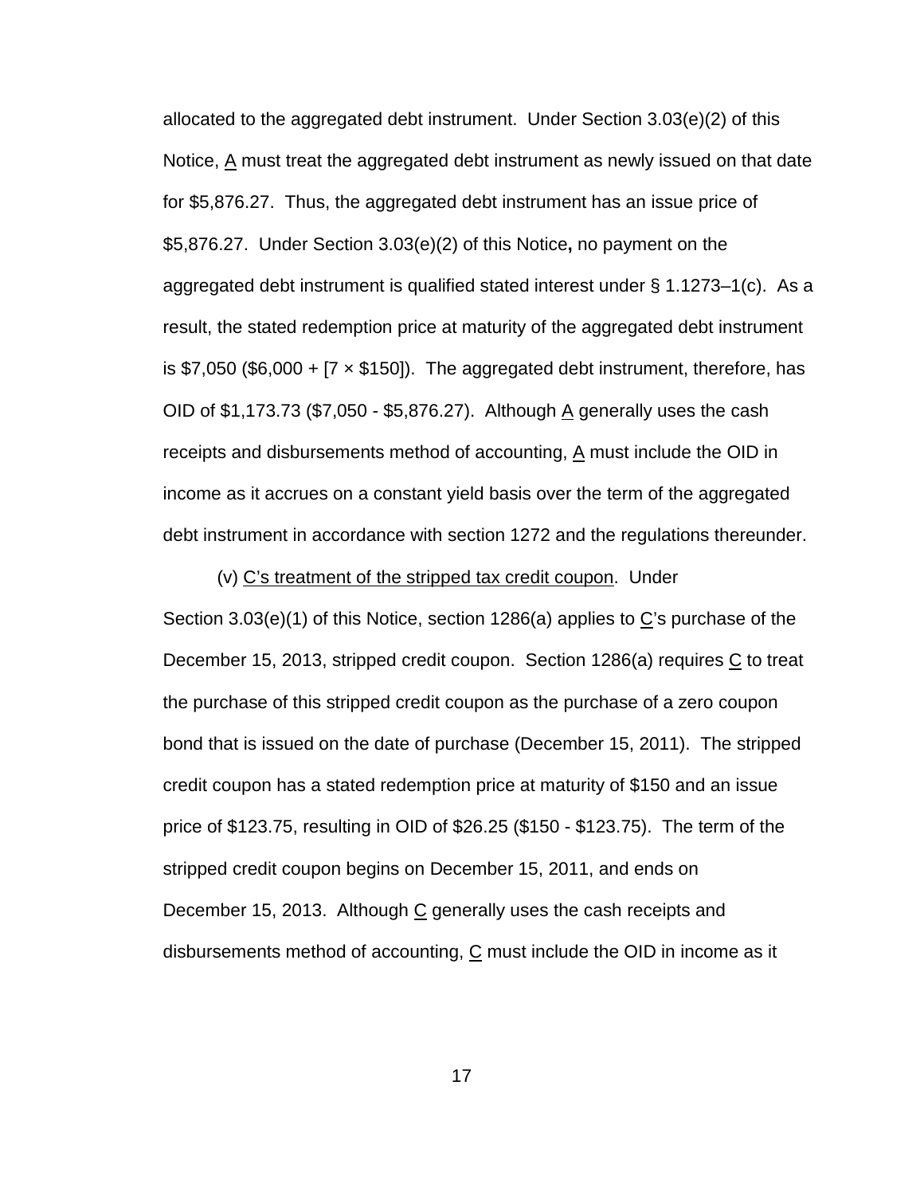allocated to the aggregated debt instrument. Under Section 3.03(e)(2) of this Notice, A must treat the aggregated debt instrument as newly issued on that date for $5,876.27. Thus, the aggregated debt instrument has an issue price of $5,876.27. Under Section 3.03(e)(2) of this Notice**,** no payment on the aggregated debt instrument is qualified stated interest under § 1.1273–1(c). As a result, the stated redemption price at maturity of the aggregated debt instrument is $7,050 ($6,000 + [7 × $150]). The aggregated debt instrument, therefore, has OID of $1,173.73 ($7,050 - $5,876.27). Although A generally uses the cash receipts and disbursements method of accounting, A must include the OID in income as it accrues on a constant yield basis over the term of the aggregated debt instrument in accordance with section 1272 and the regulations thereunder.

(v) C's treatment of the stripped tax credit coupon. Under Section 3.03(e)(1) of this Notice, section 1286(a) applies to C's purchase of the December 15, 2013, stripped credit coupon. Section 1286(a) requires C to treat the purchase of this stripped credit coupon as the purchase of a zero coupon bond that is issued on the date of purchase (December 15, 2011). The stripped credit coupon has a stated redemption price at maturity of $150 and an issue price of $123.75, resulting in OID of $26.25 ($150 - $123.75). The term of the stripped credit coupon begins on December 15, 2011, and ends on December 15, 2013. Although C generally uses the cash receipts and disbursements method of accounting, C must include the OID in income as it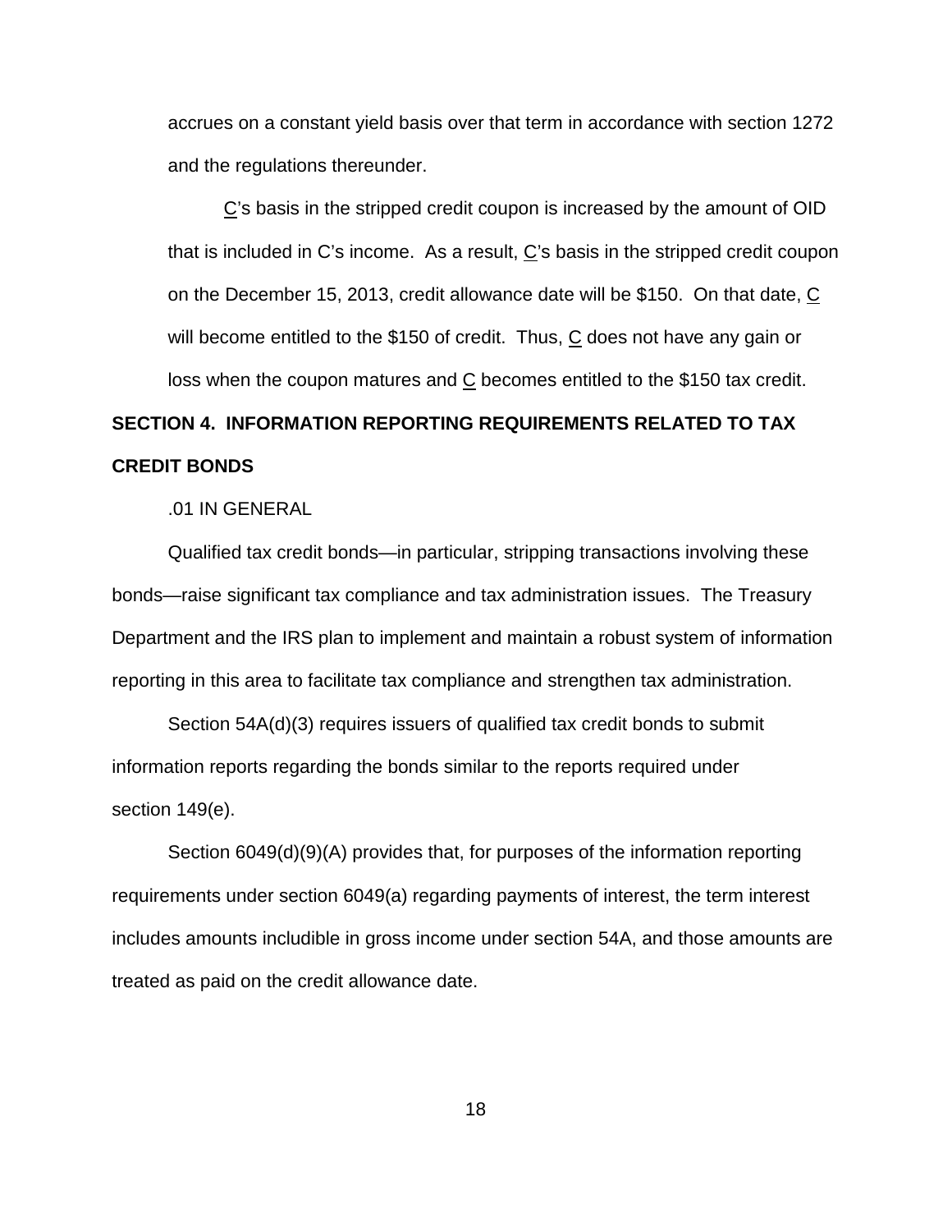accrues on a constant yield basis over that term in accordance with section 1272 and the regulations thereunder.

C's basis in the stripped credit coupon is increased by the amount of OID that is included in C's income. As a result, C's basis in the stripped credit coupon on the December 15, 2013, credit allowance date will be $150. On that date, C will become entitled to the $150 of credit. Thus, C does not have any gain or loss when the coupon matures and C becomes entitled to the $150 tax credit.

## SECTION 4. INFORMATION REPORTING REQUIREMENTS RELATED TO TAX CREDIT BONDS

.01 IN GENERAL

Qualified tax credit bonds—in particular, stripping transactions involving these bonds—raise significant tax compliance and tax administration issues. The Treasury Department and the IRS plan to implement and maintain a robust system of information reporting in this area to facilitate tax compliance and strengthen tax administration.

Section 54A(d)(3) requires issuers of qualified tax credit bonds to submit information reports regarding the bonds similar to the reports required under section 149(e).

Section 6049(d)(9)(A) provides that, for purposes of the information reporting requirements under section 6049(a) regarding payments of interest, the term interest includes amounts includible in gross income under section 54A, and those amounts are treated as paid on the credit allowance date.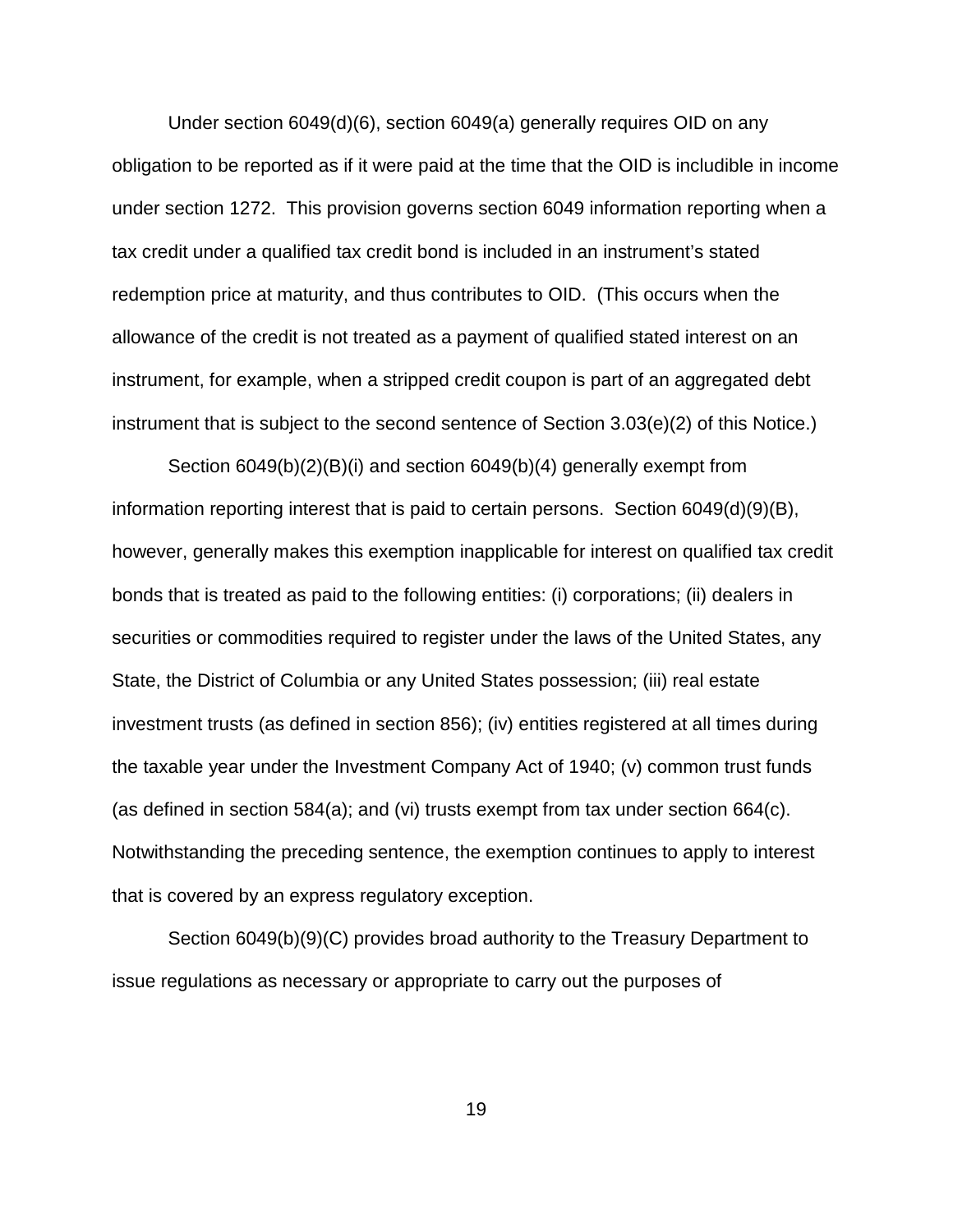Under section 6049(d)(6), section 6049(a) generally requires OID on any obligation to be reported as if it were paid at the time that the OID is includible in income under section 1272. This provision governs section 6049 information reporting when a tax credit under a qualified tax credit bond is included in an instrument's stated redemption price at maturity, and thus contributes to OID. (This occurs when the allowance of the credit is not treated as a payment of qualified stated interest on an instrument, for example, when a stripped credit coupon is part of an aggregated debt instrument that is subject to the second sentence of Section 3.03(e)(2) of this Notice.)

Section 6049(b)(2)(B)(i) and section 6049(b)(4) generally exempt from information reporting interest that is paid to certain persons. Section 6049(d)(9)(B), however, generally makes this exemption inapplicable for interest on qualified tax credit bonds that is treated as paid to the following entities: (i) corporations; (ii) dealers in securities or commodities required to register under the laws of the United States, any State, the District of Columbia or any United States possession; (iii) real estate investment trusts (as defined in section 856); (iv) entities registered at all times during the taxable year under the Investment Company Act of 1940; (v) common trust funds (as defined in section 584(a); and (vi) trusts exempt from tax under section 664(c). Notwithstanding the preceding sentence, the exemption continues to apply to interest that is covered by an express regulatory exception.

Section 6049(b)(9)(C) provides broad authority to the Treasury Department to issue regulations as necessary or appropriate to carry out the purposes of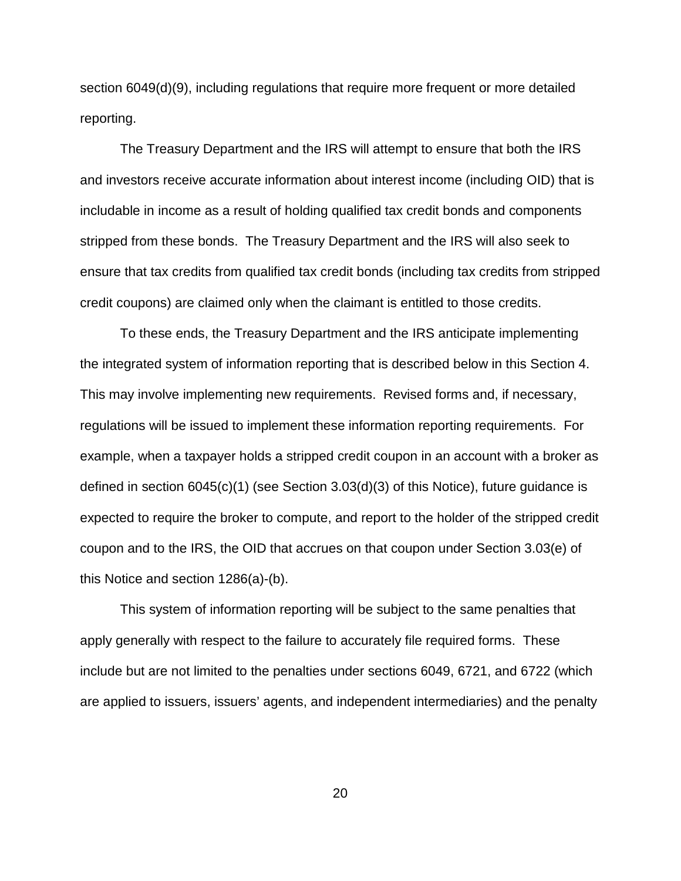section 6049(d)(9), including regulations that require more frequent or more detailed reporting.

The Treasury Department and the IRS will attempt to ensure that both the IRS and investors receive accurate information about interest income (including OID) that is includable in income as a result of holding qualified tax credit bonds and components stripped from these bonds. The Treasury Department and the IRS will also seek to ensure that tax credits from qualified tax credit bonds (including tax credits from stripped credit coupons) are claimed only when the claimant is entitled to those credits.

To these ends, the Treasury Department and the IRS anticipate implementing the integrated system of information reporting that is described below in this Section 4. This may involve implementing new requirements. Revised forms and, if necessary, regulations will be issued to implement these information reporting requirements. For example, when a taxpayer holds a stripped credit coupon in an account with a broker as defined in section 6045(c)(1) (see Section 3.03(d)(3) of this Notice), future guidance is expected to require the broker to compute, and report to the holder of the stripped credit coupon and to the IRS, the OID that accrues on that coupon under Section 3.03(e) of this Notice and section 1286(a)-(b).

This system of information reporting will be subject to the same penalties that apply generally with respect to the failure to accurately file required forms. These include but are not limited to the penalties under sections 6049, 6721, and 6722 (which are applied to issuers, issuers' agents, and independent intermediaries) and the penalty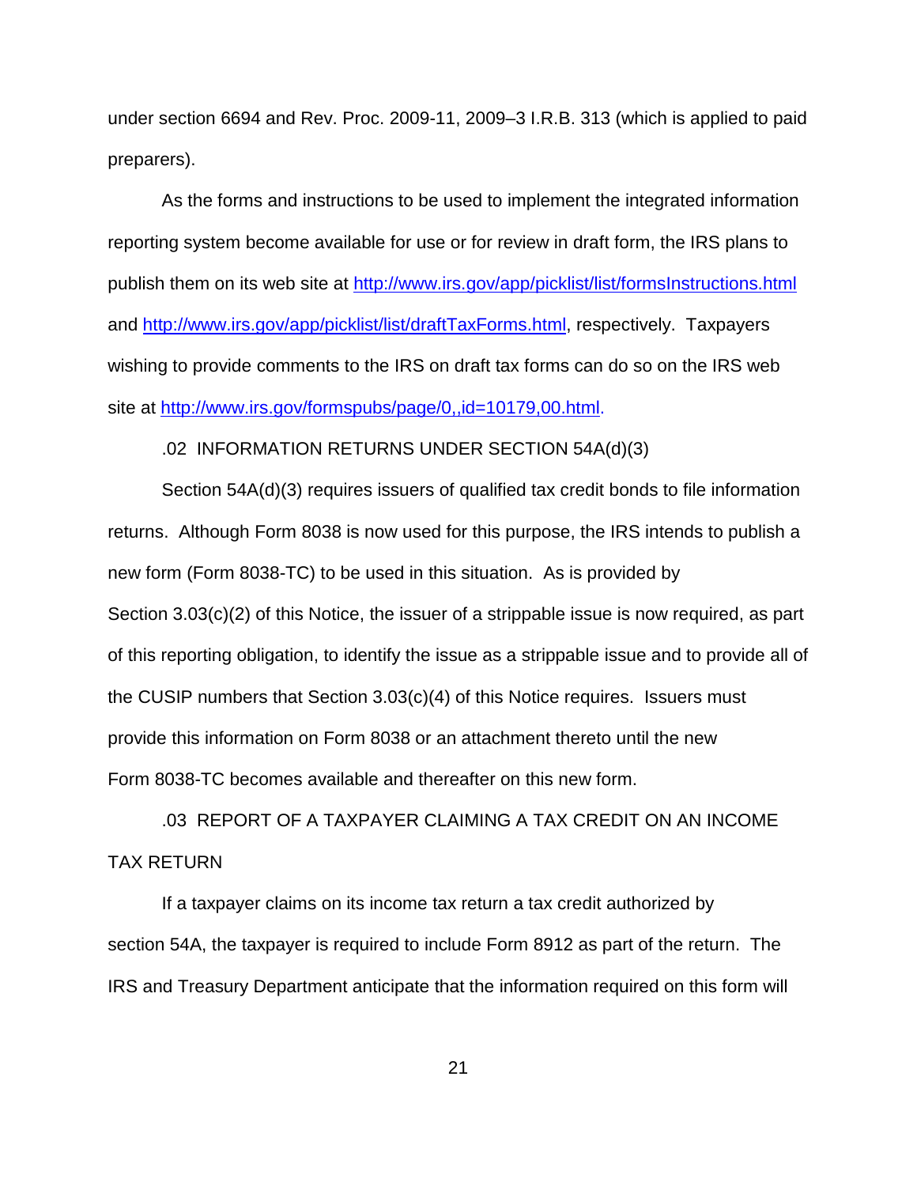under section 6694 and Rev. Proc. 2009-11, 2009–3 I.R.B. 313 (which is applied to paid preparers).

As the forms and instructions to be used to implement the integrated information reporting system become available for use or for review in draft form, the IRS plans to publish them on its web site at http://www.irs.gov/app/picklist/list/formsInstructions.html and http://www.irs.gov/app/picklist/list/draftTaxForms.html, respectively. Taxpayers wishing to provide comments to the IRS on draft tax forms can do so on the IRS web site at http://www.irs.gov/formspubs/page/0,,id=10179,00.html.

.02 INFORMATION RETURNS UNDER SECTION 54A(d)(3)

Section 54A(d)(3) requires issuers of qualified tax credit bonds to file information returns. Although Form 8038 is now used for this purpose, the IRS intends to publish a new form (Form 8038-TC) to be used in this situation. As is provided by Section 3.03(c)(2) of this Notice, the issuer of a strippable issue is now required, as part of this reporting obligation, to identify the issue as a strippable issue and to provide all of the CUSIP numbers that Section 3.03(c)(4) of this Notice requires. Issuers must provide this information on Form 8038 or an attachment thereto until the new Form 8038-TC becomes available and thereafter on this new form.

.03 REPORT OF A TAXPAYER CLAIMING A TAX CREDIT ON AN INCOME TAX RETURN

If a taxpayer claims on its income tax return a tax credit authorized by section 54A, the taxpayer is required to include Form 8912 as part of the return. The IRS and Treasury Department anticipate that the information required on this form will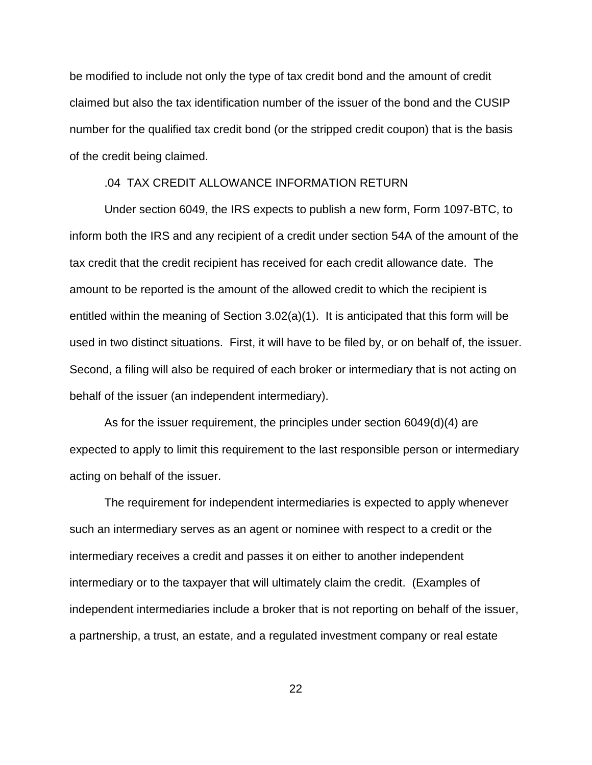be modified to include not only the type of tax credit bond and the amount of credit claimed but also the tax identification number of the issuer of the bond and the CUSIP number for the qualified tax credit bond (or the stripped credit coupon) that is the basis of the credit being claimed.

### .04 TAX CREDIT ALLOWANCE INFORMATION RETURN

Under section 6049, the IRS expects to publish a new form, Form 1097-BTC, to inform both the IRS and any recipient of a credit under section 54A of the amount of the tax credit that the credit recipient has received for each credit allowance date. The amount to be reported is the amount of the allowed credit to which the recipient is entitled within the meaning of Section 3.02(a)(1). It is anticipated that this form will be used in two distinct situations. First, it will have to be filed by, or on behalf of, the issuer. Second, a filing will also be required of each broker or intermediary that is not acting on behalf of the issuer (an independent intermediary).

As for the issuer requirement, the principles under section 6049(d)(4) are expected to apply to limit this requirement to the last responsible person or intermediary acting on behalf of the issuer.

The requirement for independent intermediaries is expected to apply whenever such an intermediary serves as an agent or nominee with respect to a credit or the intermediary receives a credit and passes it on either to another independent intermediary or to the taxpayer that will ultimately claim the credit. (Examples of independent intermediaries include a broker that is not reporting on behalf of the issuer, a partnership, a trust, an estate, and a regulated investment company or real estate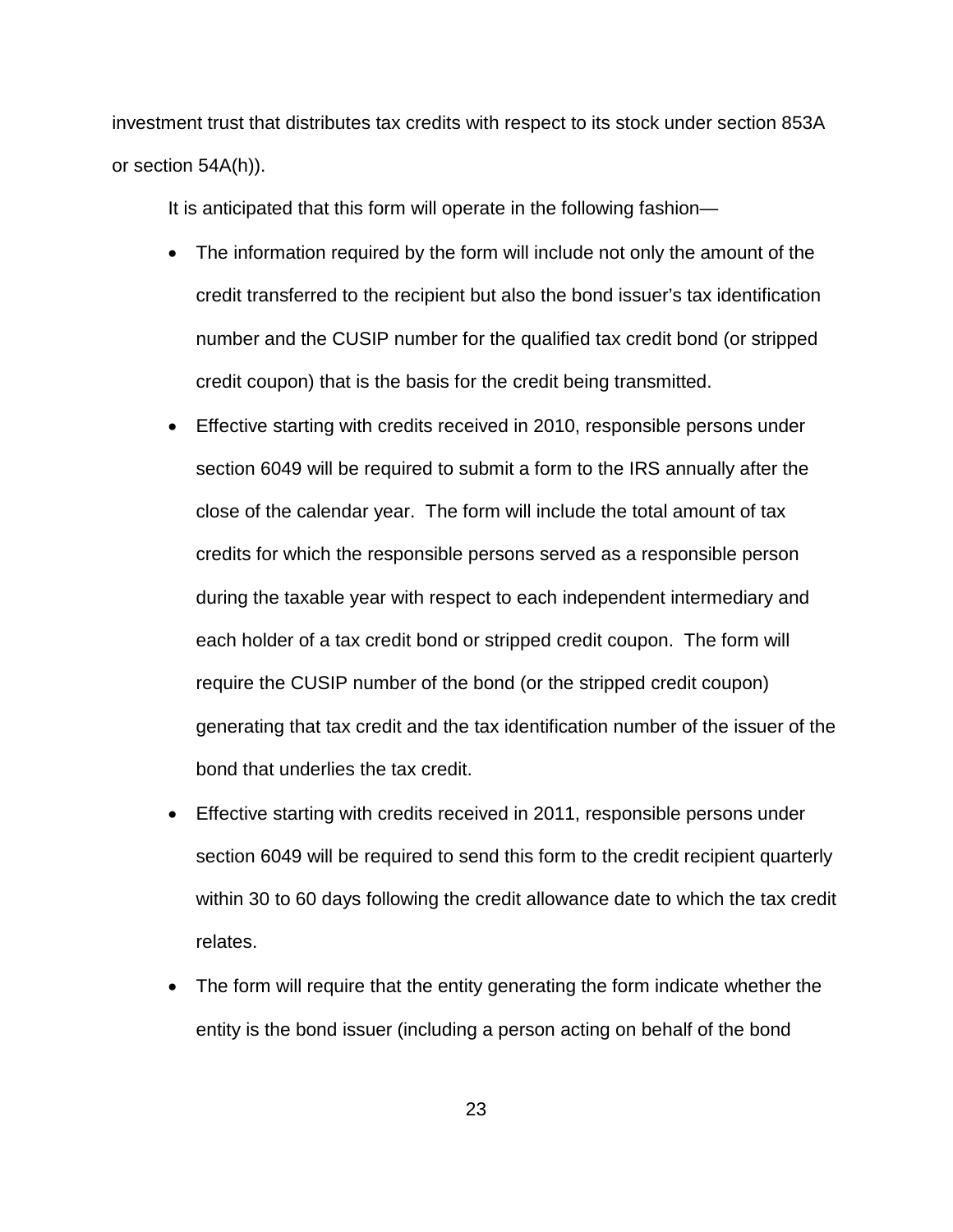investment trust that distributes tax credits with respect to its stock under section 853A or section 54A(h)).

It is anticipated that this form will operate in the following fashion—

- The information required by the form will include not only the amount of the credit transferred to the recipient but also the bond issuer's tax identification number and the CUSIP number for the qualified tax credit bond (or stripped credit coupon) that is the basis for the credit being transmitted.
- Effective starting with credits received in 2010, responsible persons under section 6049 will be required to submit a form to the IRS annually after the close of the calendar year. The form will include the total amount of tax credits for which the responsible persons served as a responsible person during the taxable year with respect to each independent intermediary and each holder of a tax credit bond or stripped credit coupon. The form will require the CUSIP number of the bond (or the stripped credit coupon) generating that tax credit and the tax identification number of the issuer of the bond that underlies the tax credit.
- Effective starting with credits received in 2011, responsible persons under section 6049 will be required to send this form to the credit recipient quarterly within 30 to 60 days following the credit allowance date to which the tax credit relates.
- The form will require that the entity generating the form indicate whether the entity is the bond issuer (including a person acting on behalf of the bond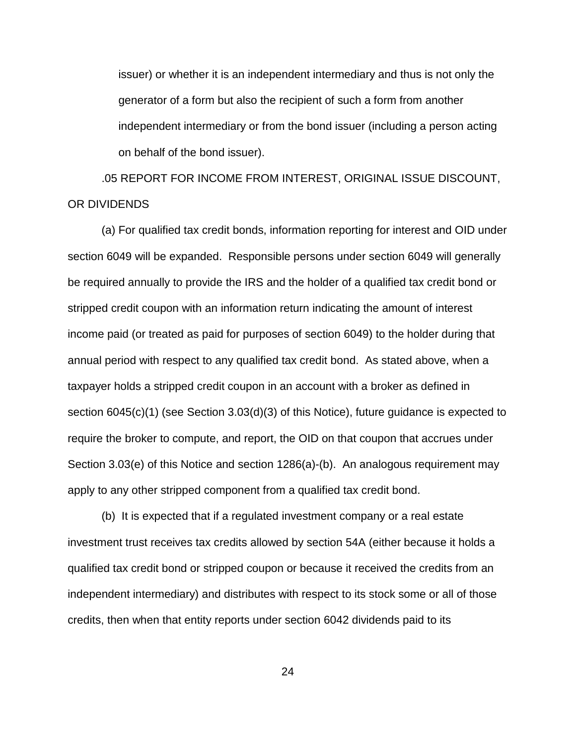issuer) or whether it is an independent intermediary and thus is not only the generator of a form but also the recipient of such a form from another independent intermediary or from the bond issuer (including a person acting on behalf of the bond issuer).

.05 REPORT FOR INCOME FROM INTEREST, ORIGINAL ISSUE DISCOUNT, OR DIVIDENDS

(a) For qualified tax credit bonds, information reporting for interest and OID under section 6049 will be expanded. Responsible persons under section 6049 will generally be required annually to provide the IRS and the holder of a qualified tax credit bond or stripped credit coupon with an information return indicating the amount of interest income paid (or treated as paid for purposes of section 6049) to the holder during that annual period with respect to any qualified tax credit bond. As stated above, when a taxpayer holds a stripped credit coupon in an account with a broker as defined in section 6045(c)(1) (see Section 3.03(d)(3) of this Notice), future guidance is expected to require the broker to compute, and report, the OID on that coupon that accrues under Section 3.03(e) of this Notice and section 1286(a)-(b). An analogous requirement may apply to any other stripped component from a qualified tax credit bond.

(b) It is expected that if a regulated investment company or a real estate investment trust receives tax credits allowed by section 54A (either because it holds a qualified tax credit bond or stripped coupon or because it received the credits from an independent intermediary) and distributes with respect to its stock some or all of those credits, then when that entity reports under section 6042 dividends paid to its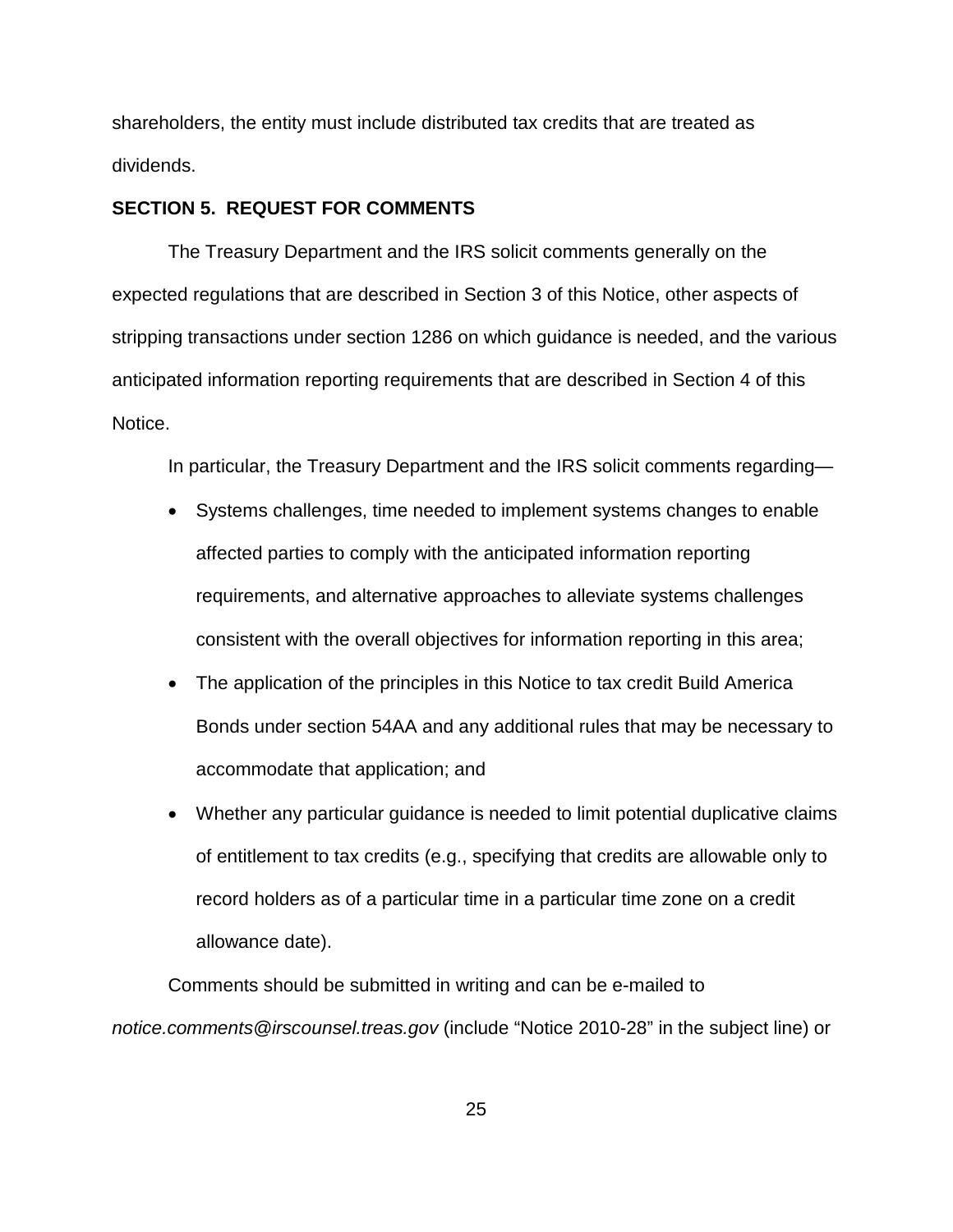shareholders, the entity must include distributed tax credits that are treated as dividends.

**SECTION 5. REQUEST FOR COMMENTS**

The Treasury Department and the IRS solicit comments generally on the expected regulations that are described in Section 3 of this Notice, other aspects of stripping transactions under section 1286 on which guidance is needed, and the various anticipated information reporting requirements that are described in Section 4 of this Notice.

In particular, the Treasury Department and the IRS solicit comments regarding—

- Systems challenges, time needed to implement systems changes to enable affected parties to comply with the anticipated information reporting requirements, and alternative approaches to alleviate systems challenges consistent with the overall objectives for information reporting in this area;
- The application of the principles in this Notice to tax credit Build America Bonds under section 54AA and any additional rules that may be necessary to accommodate that application; and
- Whether any particular guidance is needed to limit potential duplicative claims of entitlement to tax credits (e.g., specifying that credits are allowable only to record holders as of a particular time in a particular time zone on a credit allowance date).

Comments should be submitted in writing and can be e-mailed to *notice.comments@irscounsel.treas.gov* (include "Notice 2010-28" in the subject line) or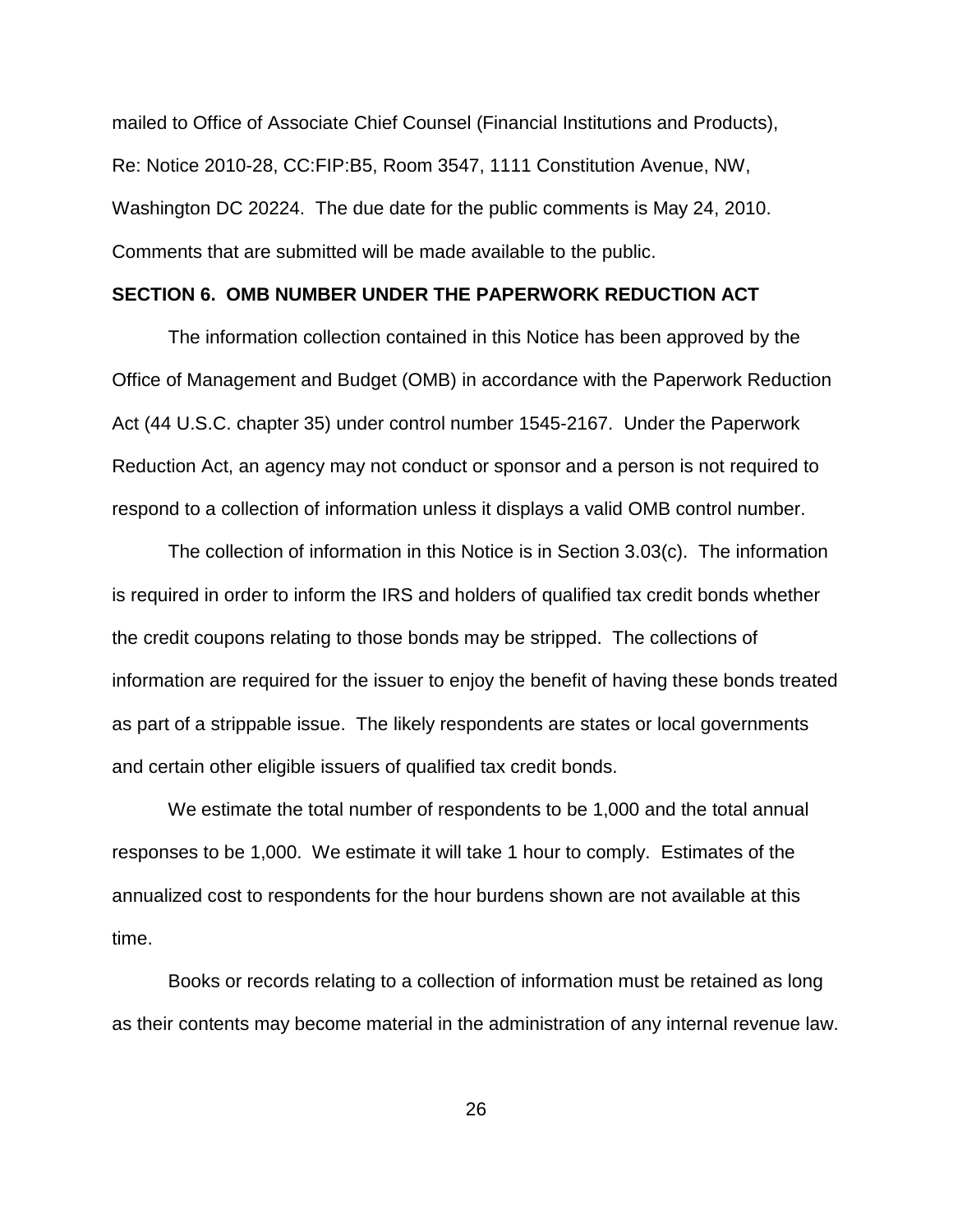mailed to Office of Associate Chief Counsel (Financial Institutions and Products), Re: Notice 2010-28, CC:FIP:B5, Room 3547, 1111 Constitution Avenue, NW, Washington DC 20224. The due date for the public comments is May 24, 2010. Comments that are submitted will be made available to the public.

**SECTION 6. OMB NUMBER UNDER THE PAPERWORK REDUCTION ACT**

The information collection contained in this Notice has been approved by the Office of Management and Budget (OMB) in accordance with the Paperwork Reduction Act (44 U.S.C. chapter 35) under control number 1545-2167. Under the Paperwork Reduction Act, an agency may not conduct or sponsor and a person is not required to respond to a collection of information unless it displays a valid OMB control number.

The collection of information in this Notice is in Section 3.03(c). The information is required in order to inform the IRS and holders of qualified tax credit bonds whether the credit coupons relating to those bonds may be stripped. The collections of information are required for the issuer to enjoy the benefit of having these bonds treated as part of a strippable issue. The likely respondents are states or local governments and certain other eligible issuers of qualified tax credit bonds.

We estimate the total number of respondents to be 1,000 and the total annual responses to be 1,000. We estimate it will take 1 hour to comply. Estimates of the annualized cost to respondents for the hour burdens shown are not available at this time.

Books or records relating to a collection of information must be retained as long as their contents may become material in the administration of any internal revenue law.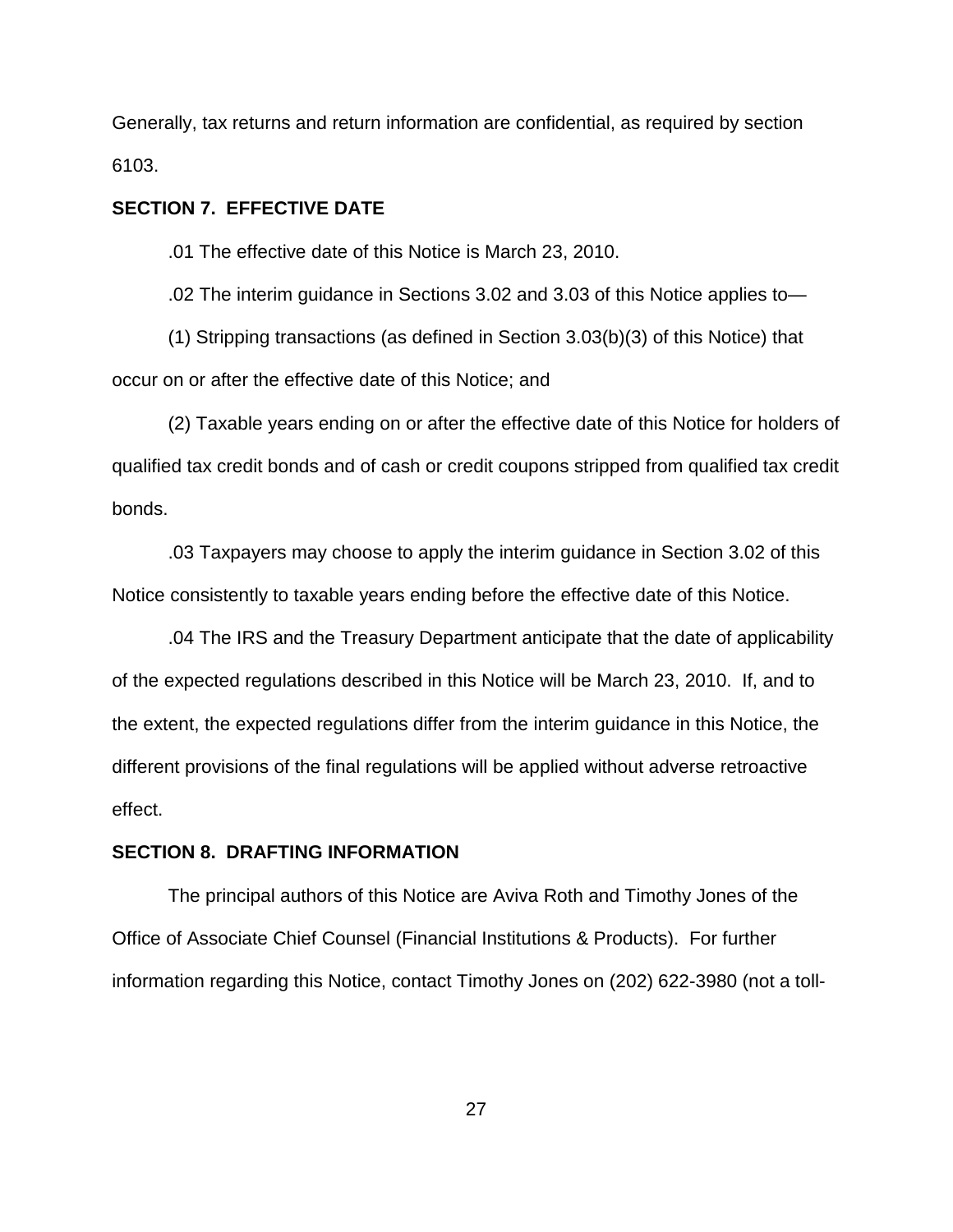Generally, tax returns and return information are confidential, as required by section 6103.

## SECTION 7. EFFECTIVE DATE

.01 The effective date of this Notice is March 23, 2010.

.02 The interim guidance in Sections 3.02 and 3.03 of this Notice applies to—

(1) Stripping transactions (as defined in Section 3.03(b)(3) of this Notice) that occur on or after the effective date of this Notice; and

(2) Taxable years ending on or after the effective date of this Notice for holders of qualified tax credit bonds and of cash or credit coupons stripped from qualified tax credit bonds.

.03 Taxpayers may choose to apply the interim guidance in Section 3.02 of this Notice consistently to taxable years ending before the effective date of this Notice.

.04 The IRS and the Treasury Department anticipate that the date of applicability of the expected regulations described in this Notice will be March 23, 2010. If, and to the extent, the expected regulations differ from the interim guidance in this Notice, the different provisions of the final regulations will be applied without adverse retroactive effect.

## SECTION 8. DRAFTING INFORMATION

The principal authors of this Notice are Aviva Roth and Timothy Jones of the Office of Associate Chief Counsel (Financial Institutions & Products). For further information regarding this Notice, contact Timothy Jones on (202) 622-3980 (not a toll-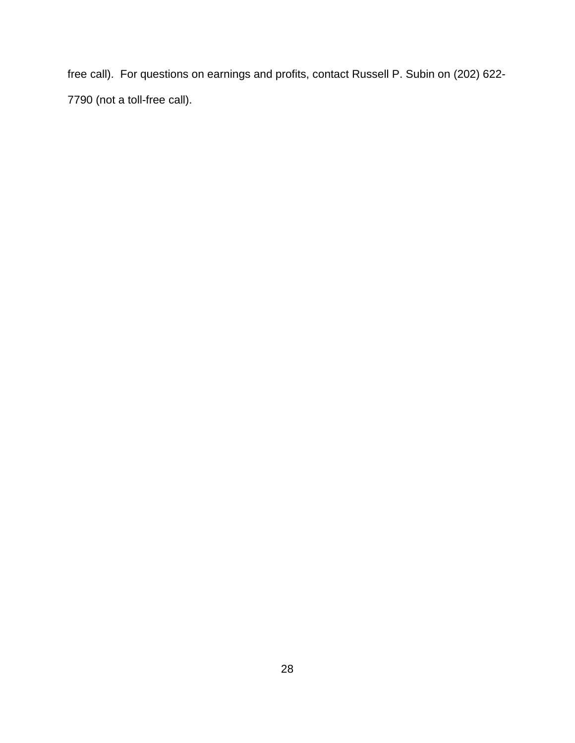free call). For questions on earnings and profits, contact Russell P. Subin on (202) 622-7790 (not a toll-free call).